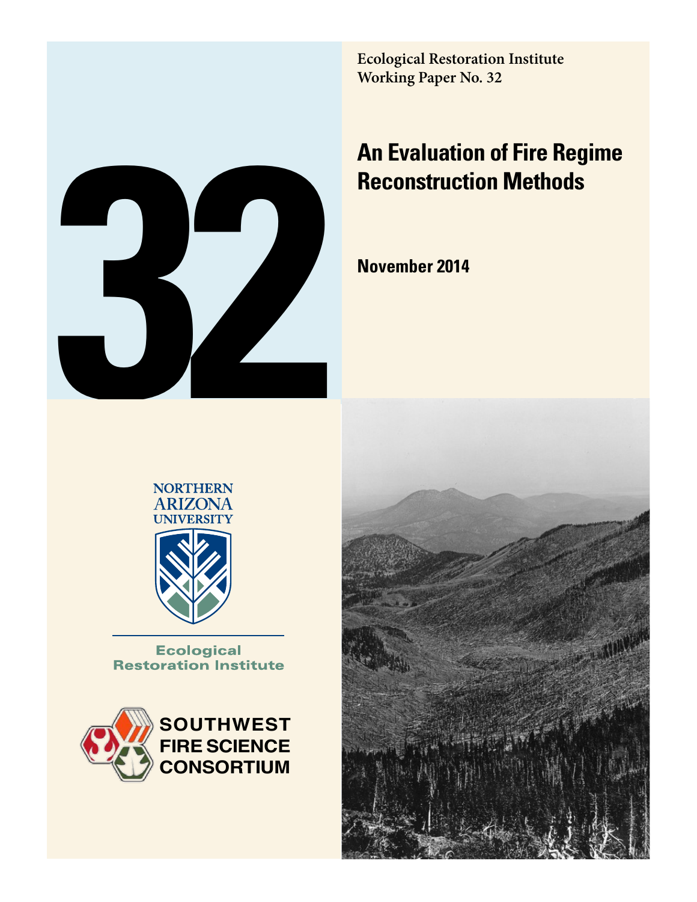Ecological Restoration Institute
Working Paper No. 32

# An Evaluation of Fire Regime Reconstruction Methods

**November 2014**

NORTHERN ARIZONA UNIVERSITY

Ecological Restoration Institute

SOUTHWEST FIRE SCIENCE CONSORTIUM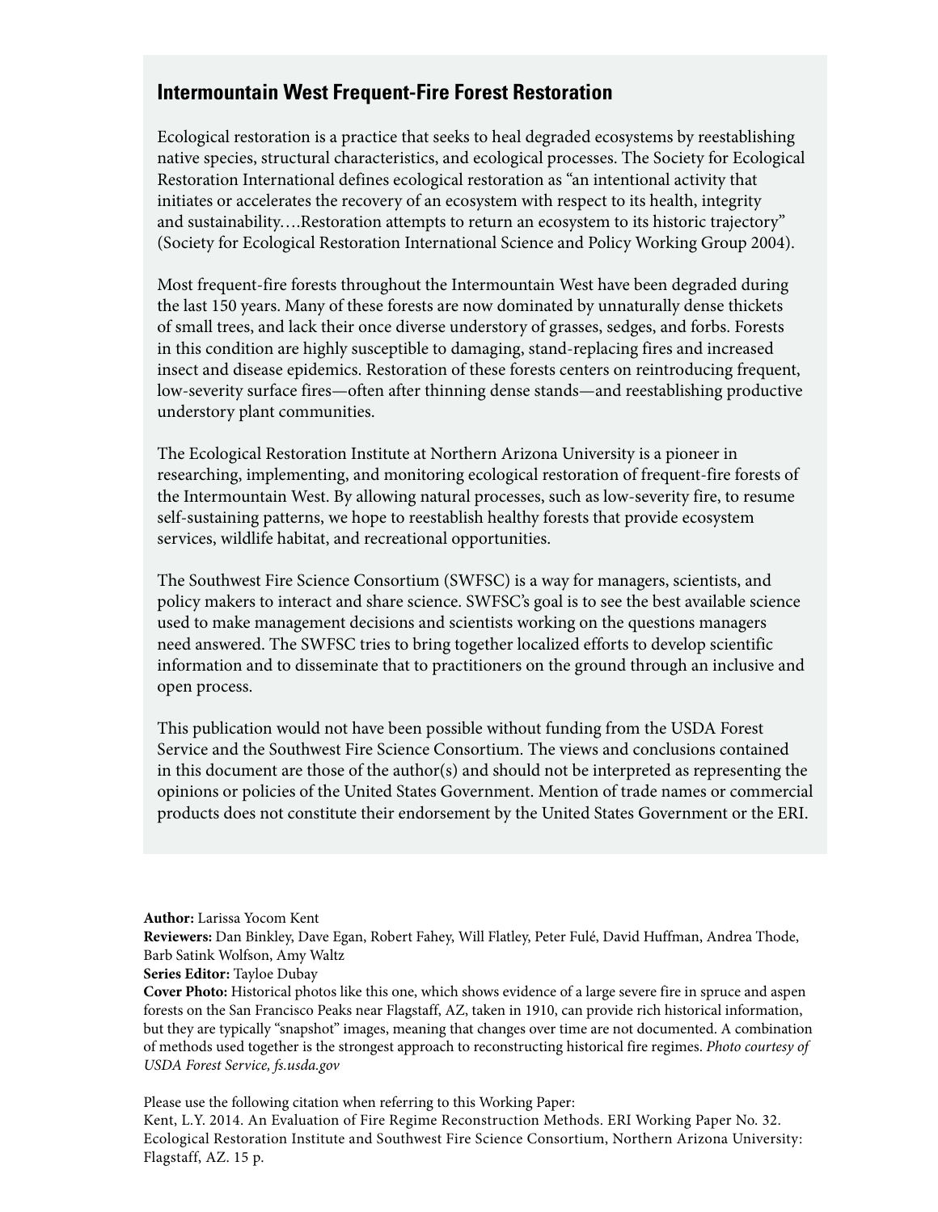## Intermountain West Frequent-Fire Forest Restoration

Ecological restoration is a practice that seeks to heal degraded ecosystems by reestablishing native species, structural characteristics, and ecological processes. The Society for Ecological Restoration International defines ecological restoration as "an intentional activity that initiates or accelerates the recovery of an ecosystem with respect to its health, integrity and sustainability….Restoration attempts to return an ecosystem to its historic trajectory" (Society for Ecological Restoration International Science and Policy Working Group 2004).

Most frequent-fire forests throughout the Intermountain West have been degraded during the last 150 years. Many of these forests are now dominated by unnaturally dense thickets of small trees, and lack their once diverse understory of grasses, sedges, and forbs. Forests in this condition are highly susceptible to damaging, stand-replacing fires and increased insect and disease epidemics. Restoration of these forests centers on reintroducing frequent, low-severity surface fires—often after thinning dense stands—and reestablishing productive understory plant communities.

The Ecological Restoration Institute at Northern Arizona University is a pioneer in researching, implementing, and monitoring ecological restoration of frequent-fire forests of the Intermountain West. By allowing natural processes, such as low-severity fire, to resume self-sustaining patterns, we hope to reestablish healthy forests that provide ecosystem services, wildlife habitat, and recreational opportunities.

The Southwest Fire Science Consortium (SWFSC) is a way for managers, scientists, and policy makers to interact and share science. SWFSC's goal is to see the best available science used to make management decisions and scientists working on the questions managers need answered. The SWFSC tries to bring together localized efforts to develop scientific information and to disseminate that to practitioners on the ground through an inclusive and open process.

This publication would not have been possible without funding from the USDA Forest Service and the Southwest Fire Science Consortium. The views and conclusions contained in this document are those of the author(s) and should not be interpreted as representing the opinions or policies of the United States Government. Mention of trade names or commercial products does not constitute their endorsement by the United States Government or the ERI.

**Author:** Larissa Yocom Kent
**Reviewers:** Dan Binkley, Dave Egan, Robert Fahey, Will Flatley, Peter Fulé, David Huffman, Andrea Thode, Barb Satink Wolfson, Amy Waltz
**Series Editor:** Tayloe Dubay
**Cover Photo:** Historical photos like this one, which shows evidence of a large severe fire in spruce and aspen forests on the San Francisco Peaks near Flagstaff, AZ, taken in 1910, can provide rich historical information, but they are typically "snapshot" images, meaning that changes over time are not documented. A combination of methods used together is the strongest approach to reconstructing historical fire regimes. *Photo courtesy of USDA Forest Service, fs.usda.gov*

Please use the following citation when referring to this Working Paper:
Kent, L.Y. 2014. An Evaluation of Fire Regime Reconstruction Methods. ERI Working Paper No. 32. Ecological Restoration Institute and Southwest Fire Science Consortium, Northern Arizona University: Flagstaff, AZ. 15 p.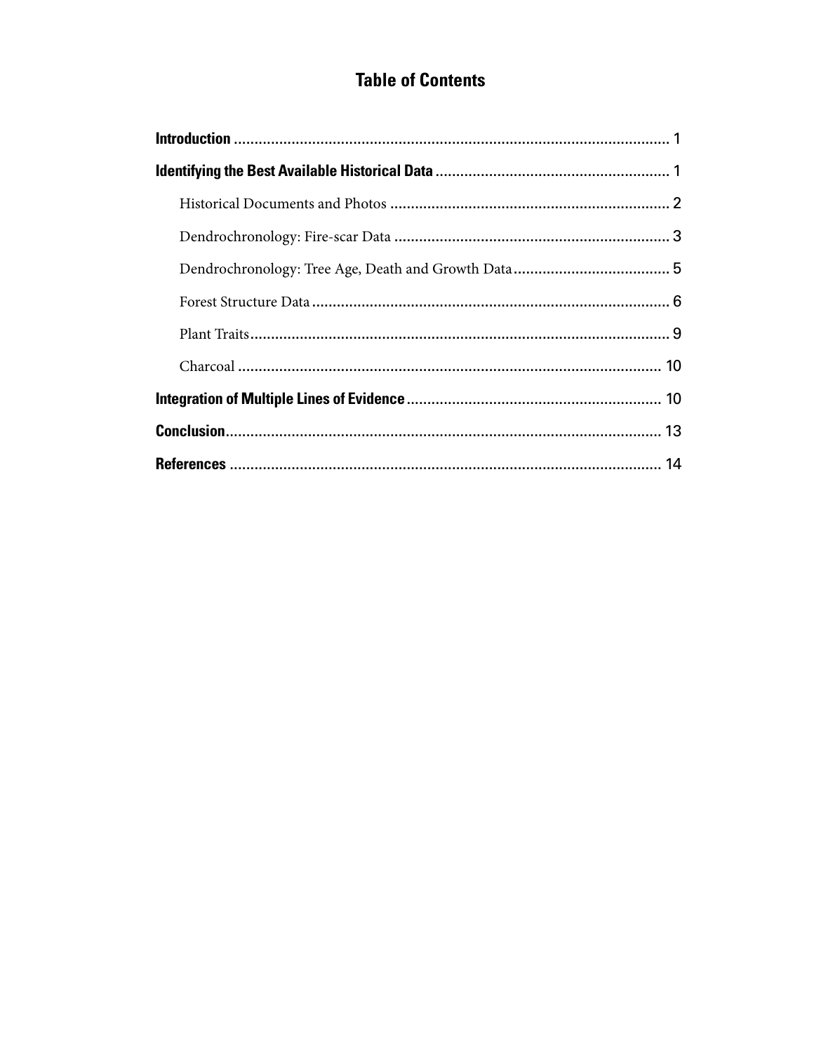# Table of Contents

**Introduction** ........................................................................................................ 1

**Identifying the Best Available Historical Data** ........................................................ 1

- Historical Documents and Photos ........................................................................ 2
- Dendrochronology: Fire-scar Data ........................................................................ 3
- Dendrochronology: Tree Age, Death and Growth Data ........................................ 5
- Forest Structure Data ........................................................................................... 6
- Plant Traits ........................................................................................................... 9
- Charcoal ............................................................................................................. 10

**Integration of Multiple Lines of Evidence** ............................................................. 10

**Conclusion** ............................................................................................................ 13

**References** ............................................................................................................ 14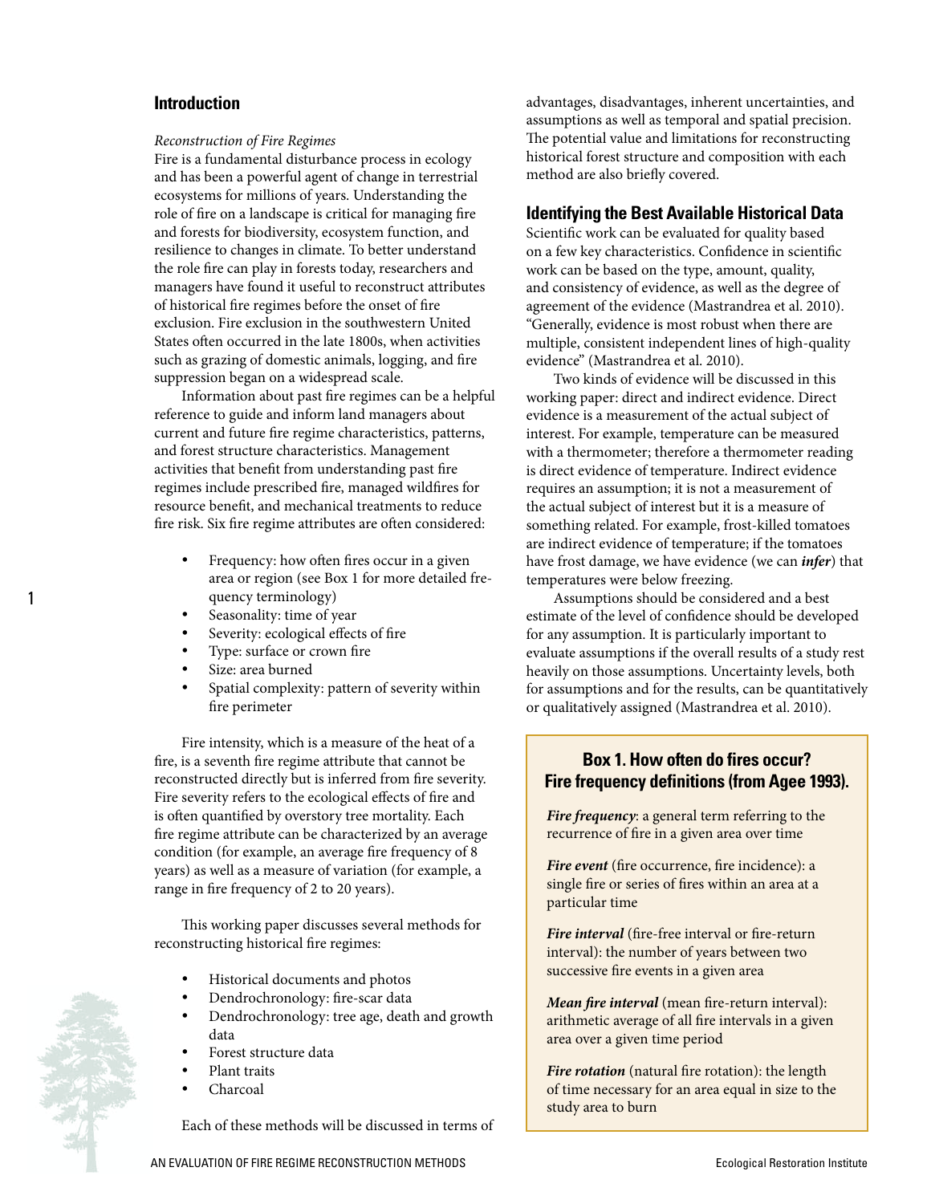## Introduction

*Reconstruction of Fire Regimes*

Fire is a fundamental disturbance process in ecology and has been a powerful agent of change in terrestrial ecosystems for millions of years. Understanding the role of fire on a landscape is critical for managing fire and forests for biodiversity, ecosystem function, and resilience to changes in climate. To better understand the role fire can play in forests today, researchers and managers have found it useful to reconstruct attributes of historical fire regimes before the onset of fire exclusion. Fire exclusion in the southwestern United States often occurred in the late 1800s, when activities such as grazing of domestic animals, logging, and fire suppression began on a widespread scale.

Information about past fire regimes can be a helpful reference to guide and inform land managers about current and future fire regime characteristics, patterns, and forest structure characteristics. Management activities that benefit from understanding past fire regimes include prescribed fire, managed wildfires for resource benefit, and mechanical treatments to reduce fire risk. Six fire regime attributes are often considered:

- Frequency: how often fires occur in a given area or region (see Box 1 for more detailed frequency terminology)
- Seasonality: time of year
- Severity: ecological effects of fire
- Type: surface or crown fire
- Size: area burned
- Spatial complexity: pattern of severity within fire perimeter

Fire intensity, which is a measure of the heat of a fire, is a seventh fire regime attribute that cannot be reconstructed directly but is inferred from fire severity. Fire severity refers to the ecological effects of fire and is often quantified by overstory tree mortality. Each fire regime attribute can be characterized by an average condition (for example, an average fire frequency of 8 years) as well as a measure of variation (for example, a range in fire frequency of 2 to 20 years).

This working paper discusses several methods for reconstructing historical fire regimes:

- Historical documents and photos
- Dendrochronology: fire-scar data
- Dendrochronology: tree age, death and growth data
- Forest structure data
- Plant traits
- Charcoal

Each of these methods will be discussed in terms of advantages, disadvantages, inherent uncertainties, and assumptions as well as temporal and spatial precision. The potential value and limitations for reconstructing historical forest structure and composition with each method are also briefly covered.

## Identifying the Best Available Historical Data

Scientific work can be evaluated for quality based on a few key characteristics. Confidence in scientific work can be based on the type, amount, quality, and consistency of evidence, as well as the degree of agreement of the evidence (Mastrandrea et al. 2010). "Generally, evidence is most robust when there are multiple, consistent independent lines of high-quality evidence" (Mastrandrea et al. 2010).

Two kinds of evidence will be discussed in this working paper: direct and indirect evidence. Direct evidence is a measurement of the actual subject of interest. For example, temperature can be measured with a thermometer; therefore a thermometer reading is direct evidence of temperature. Indirect evidence requires an assumption; it is not a measurement of the actual subject of interest but it is a measure of something related. For example, frost-killed tomatoes are indirect evidence of temperature; if the tomatoes have frost damage, we have evidence (we can ***infer***) that temperatures were below freezing.

Assumptions should be considered and a best estimate of the level of confidence should be developed for any assumption. It is particularly important to evaluate assumptions if the overall results of a study rest heavily on those assumptions. Uncertainty levels, both for assumptions and for the results, can be quantitatively or qualitatively assigned (Mastrandrea et al. 2010).

### Box 1. How often do fires occur? Fire frequency definitions (from Agee 1993).

***Fire frequency***: a general term referring to the recurrence of fire in a given area over time

***Fire event*** (fire occurrence, fire incidence): a single fire or series of fires within an area at a particular time

***Fire interval*** (fire-free interval or fire-return interval): the number of years between two successive fire events in a given area

***Mean fire interval*** (mean fire-return interval): arithmetic average of all fire intervals in a given area over a given time period

***Fire rotation*** (natural fire rotation): the length of time necessary for an area equal in size to the study area to burn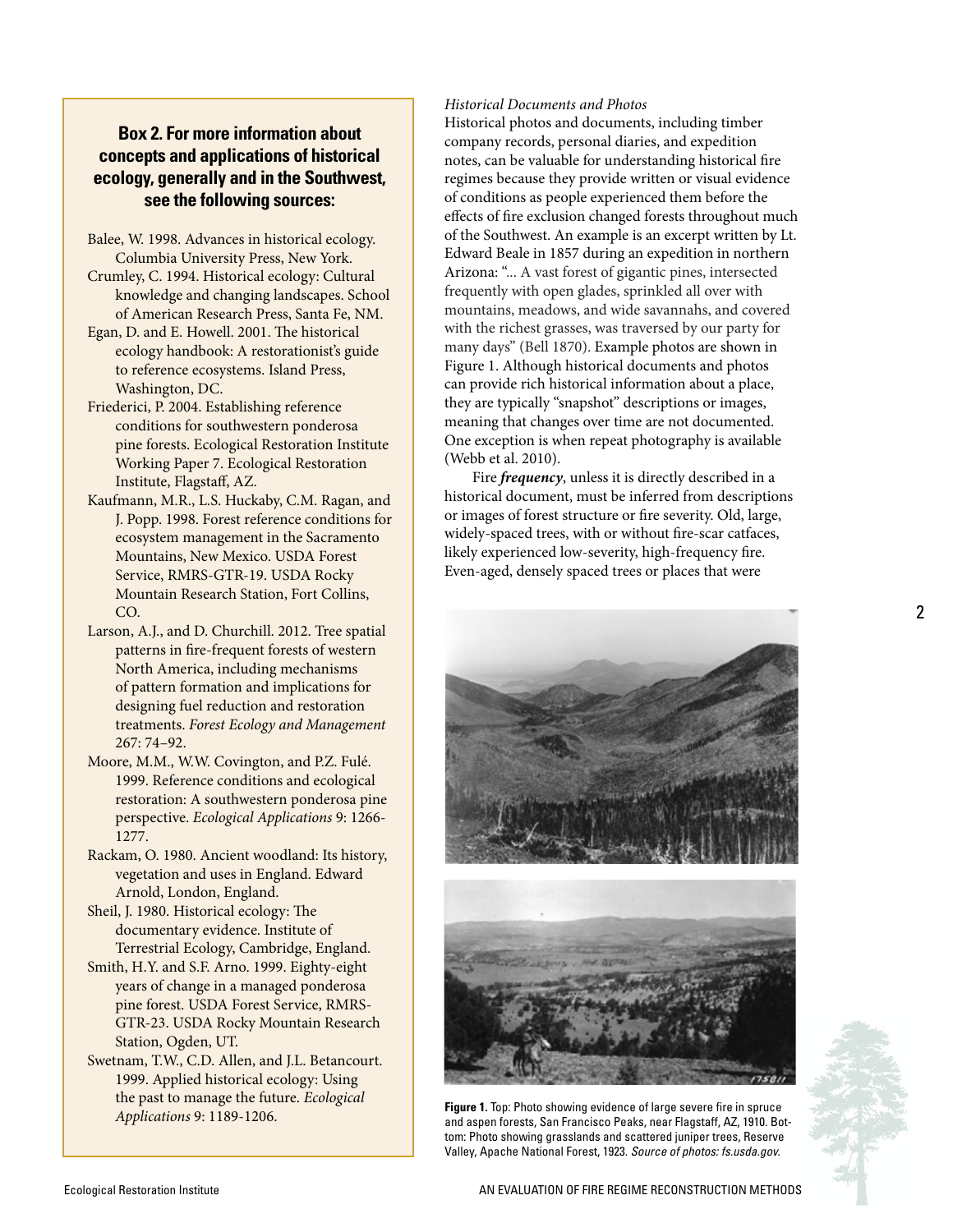**Box 2. For more information about concepts and applications of historical ecology, generally and in the Southwest, see the following sources:**

Balee, W. 1998. Advances in historical ecology. Columbia University Press, New York.

Crumley, C. 1994. Historical ecology: Cultural knowledge and changing landscapes. School of American Research Press, Santa Fe, NM.

Egan, D. and E. Howell. 2001. The historical ecology handbook: A restorationist's guide to reference ecosystems. Island Press, Washington, DC.

Friederici, P. 2004. Establishing reference conditions for southwestern ponderosa pine forests. Ecological Restoration Institute Working Paper 7. Ecological Restoration Institute, Flagstaff, AZ.

Kaufmann, M.R., L.S. Huckaby, C.M. Ragan, and J. Popp. 1998. Forest reference conditions for ecosystem management in the Sacramento Mountains, New Mexico. USDA Forest Service, RMRS-GTR-19. USDA Rocky Mountain Research Station, Fort Collins, CO.

Larson, A.J., and D. Churchill. 2012. Tree spatial patterns in fire-frequent forests of western North America, including mechanisms of pattern formation and implications for designing fuel reduction and restoration treatments. *Forest Ecology and Management* 267: 74–92.

Moore, M.M., W.W. Covington, and P.Z. Fulé. 1999. Reference conditions and ecological restoration: A southwestern ponderosa pine perspective. *Ecological Applications* 9: 1266-1277.

Rackam, O. 1980. Ancient woodland: Its history, vegetation and uses in England. Edward Arnold, London, England.

Sheil, J. 1980. Historical ecology: The documentary evidence. Institute of Terrestrial Ecology, Cambridge, England.

Smith, H.Y. and S.F. Arno. 1999. Eighty-eight years of change in a managed ponderosa pine forest. USDA Forest Service, RMRS-GTR-23. USDA Rocky Mountain Research Station, Ogden, UT.

Swetnam, T.W., C.D. Allen, and J.L. Betancourt. 1999. Applied historical ecology: Using the past to manage the future. *Ecological Applications* 9: 1189-1206.

*Historical Documents and Photos*

Historical photos and documents, including timber company records, personal diaries, and expedition notes, can be valuable for understanding historical fire regimes because they provide written or visual evidence of conditions as people experienced them before the effects of fire exclusion changed forests throughout much of the Southwest. An example is an excerpt written by Lt. Edward Beale in 1857 during an expedition in northern Arizona: "... A vast forest of gigantic pines, intersected frequently with open glades, sprinkled all over with mountains, meadows, and wide savannahs, and covered with the richest grasses, was traversed by our party for many days" (Bell 1870). Example photos are shown in Figure 1. Although historical documents and photos can provide rich historical information about a place, they are typically "snapshot" descriptions or images, meaning that changes over time are not documented. One exception is when repeat photography is available (Webb et al. 2010).

Fire ***frequency***, unless it is directly described in a historical document, must be inferred from descriptions or images of forest structure or fire severity. Old, large, widely-spaced trees, with or without fire-scar catfaces, likely experienced low-severity, high-frequency fire. Even-aged, densely spaced trees or places that were

**Figure 1.** Top: Photo showing evidence of large severe fire in spruce and aspen forests, San Francisco Peaks, near Flagstaff, AZ, 1910. Bottom: Photo showing grasslands and scattered juniper trees, Reserve Valley, Apache National Forest, 1923. *Source of photos: fs.usda.gov.*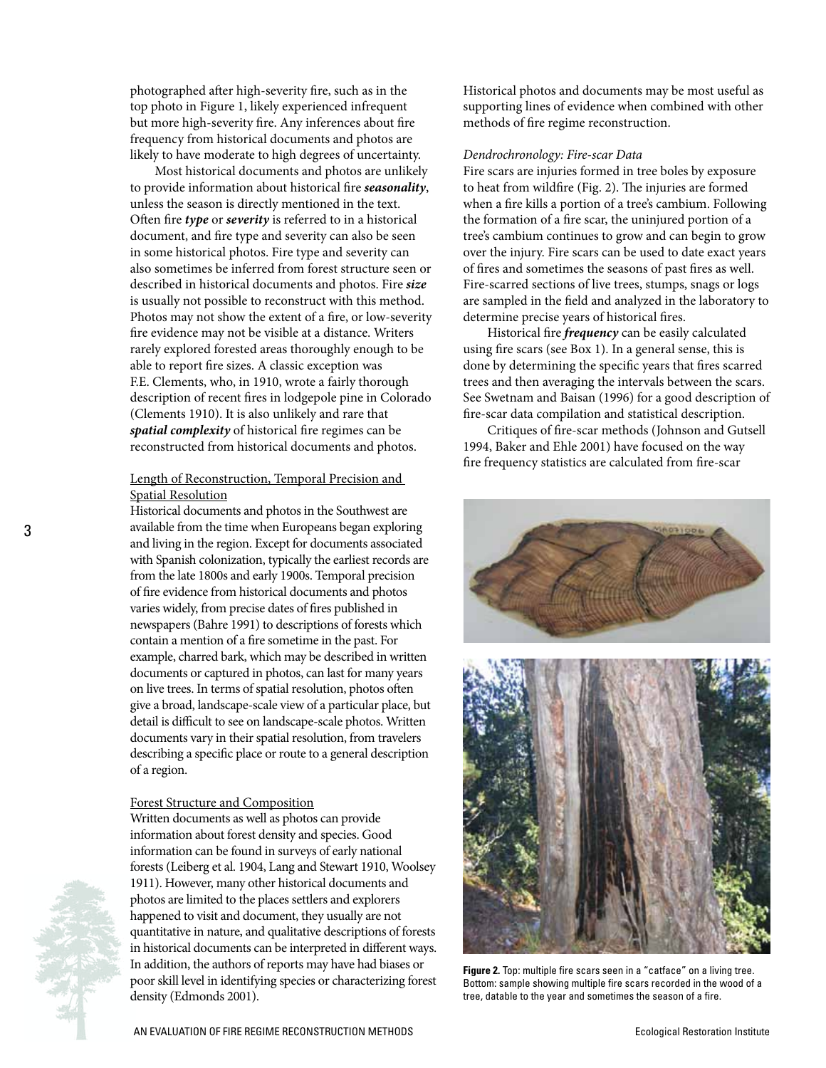photographed after high-severity fire, such as in the top photo in Figure 1, likely experienced infrequent but more high-severity fire. Any inferences about fire frequency from historical documents and photos are likely to have moderate to high degrees of uncertainty.

Most historical documents and photos are unlikely to provide information about historical fire ***seasonality***, unless the season is directly mentioned in the text. Often fire ***type*** or ***severity*** is referred to in a historical document, and fire type and severity can also be seen in some historical photos. Fire type and severity can also sometimes be inferred from forest structure seen or described in historical documents and photos. Fire ***size*** is usually not possible to reconstruct with this method. Photos may not show the extent of a fire, or low-severity fire evidence may not be visible at a distance. Writers rarely explored forested areas thoroughly enough to be able to report fire sizes. A classic exception was F.E. Clements, who, in 1910, wrote a fairly thorough description of recent fires in lodgepole pine in Colorado (Clements 1910). It is also unlikely and rare that ***spatial complexity*** of historical fire regimes can be reconstructed from historical documents and photos.

#### Length of Reconstruction, Temporal Precision and Spatial Resolution

Historical documents and photos in the Southwest are available from the time when Europeans began exploring and living in the region. Except for documents associated with Spanish colonization, typically the earliest records are from the late 1800s and early 1900s. Temporal precision of fire evidence from historical documents and photos varies widely, from precise dates of fires published in newspapers (Bahre 1991) to descriptions of forests which contain a mention of a fire sometime in the past. For example, charred bark, which may be described in written documents or captured in photos, can last for many years on live trees. In terms of spatial resolution, photos often give a broad, landscape-scale view of a particular place, but detail is difficult to see on landscape-scale photos. Written documents vary in their spatial resolution, from travelers describing a specific place or route to a general description of a region.

#### Forest Structure and Composition

Written documents as well as photos can provide information about forest density and species. Good information can be found in surveys of early national forests (Leiberg et al. 1904, Lang and Stewart 1910, Woolsey 1911). However, many other historical documents and photos are limited to the places settlers and explorers happened to visit and document, they usually are not quantitative in nature, and qualitative descriptions of forests in historical documents can be interpreted in different ways. In addition, the authors of reports may have had biases or poor skill level in identifying species or characterizing forest density (Edmonds 2001).

Historical photos and documents may be most useful as supporting lines of evidence when combined with other methods of fire regime reconstruction.

### *Dendrochronology: Fire-scar Data*

Fire scars are injuries formed in tree boles by exposure to heat from wildfire (Fig. 2). The injuries are formed when a fire kills a portion of a tree's cambium. Following the formation of a fire scar, the uninjured portion of a tree's cambium continues to grow and can begin to grow over the injury. Fire scars can be used to date exact years of fires and sometimes the seasons of past fires as well. Fire-scarred sections of live trees, stumps, snags or logs are sampled in the field and analyzed in the laboratory to determine precise years of historical fires.

Historical fire ***frequency*** can be easily calculated using fire scars (see Box 1). In a general sense, this is done by determining the specific years that fires scarred trees and then averaging the intervals between the scars. See Swetnam and Baisan (1996) for a good description of fire-scar data compilation and statistical description.

Critiques of fire-scar methods (Johnson and Gutsell 1994, Baker and Ehle 2001) have focused on the way fire frequency statistics are calculated from fire-scar

**Figure 2.** Top: multiple fire scars seen in a "catface" on a living tree. Bottom: sample showing multiple fire scars recorded in the wood of a tree, datable to the year and sometimes the season of a fire.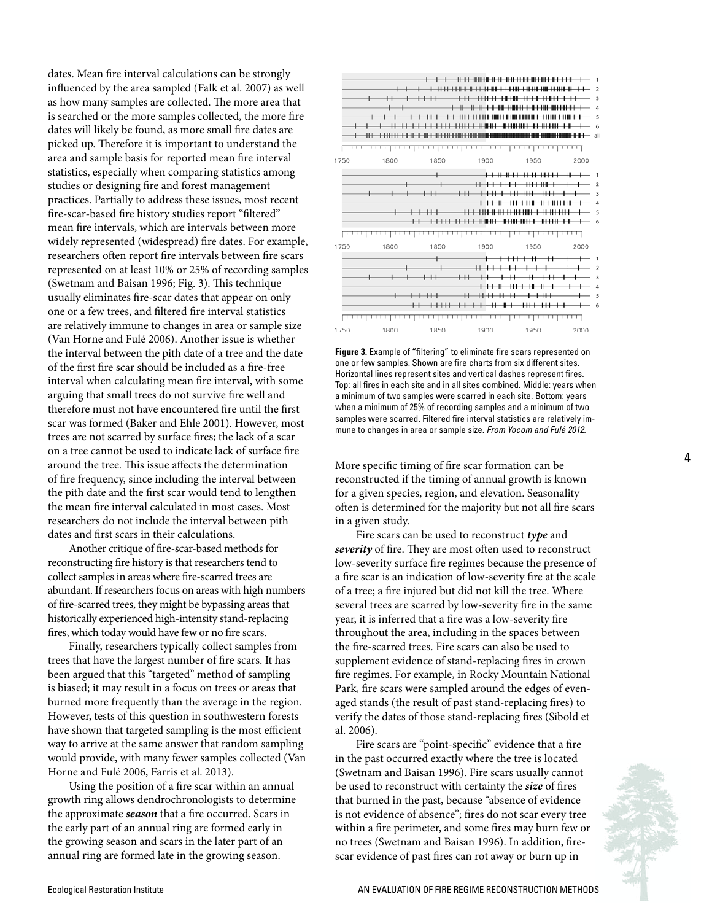dates. Mean fire interval calculations can be strongly influenced by the area sampled (Falk et al. 2007) as well as how many samples are collected. The more area that is searched or the more samples collected, the more fire dates will likely be found, as more small fire dates are picked up. Therefore it is important to understand the area and sample basis for reported mean fire interval statistics, especially when comparing statistics among studies or designing fire and forest management practices. Partially to address these issues, most recent fire-scar-based fire history studies report "filtered" mean fire intervals, which are intervals between more widely represented (widespread) fire dates. For example, researchers often report fire intervals between fire scars represented on at least 10% or 25% of recording samples (Swetnam and Baisan 1996; Fig. 3). This technique usually eliminates fire-scar dates that appear on only one or a few trees, and filtered fire interval statistics are relatively immune to changes in area or sample size (Van Horne and Fulé 2006). Another issue is whether the interval between the pith date of a tree and the date of the first fire scar should be included as a fire-free interval when calculating mean fire interval, with some arguing that small trees do not survive fire well and therefore must not have encountered fire until the first scar was formed (Baker and Ehle 2001). However, most trees are not scarred by surface fires; the lack of a scar on a tree cannot be used to indicate lack of surface fire around the tree. This issue affects the determination of fire frequency, since including the interval between the pith date and the first scar would tend to lengthen the mean fire interval calculated in most cases. Most researchers do not include the interval between pith dates and first scars in their calculations.

Another critique of fire-scar-based methods for reconstructing fire history is that researchers tend to collect samples in areas where fire-scarred trees are abundant. If researchers focus on areas with high numbers of fire-scarred trees, they might be bypassing areas that historically experienced high-intensity stand-replacing fires, which today would have few or no fire scars.

Finally, researchers typically collect samples from trees that have the largest number of fire scars. It has been argued that this "targeted" method of sampling is biased; it may result in a focus on trees or areas that burned more frequently than the average in the region. However, tests of this question in southwestern forests have shown that targeted sampling is the most efficient way to arrive at the same answer that random sampling would provide, with many fewer samples collected (Van Horne and Fulé 2006, Farris et al. 2013).

Using the position of a fire scar within an annual growth ring allows dendrochronologists to determine the approximate ***season*** that a fire occurred. Scars in the early part of an annual ring are formed early in the growing season and scars in the later part of an annual ring are formed late in the growing season.

**Figure 3.** Example of "filtering" to eliminate fire scars represented on one or few samples. Shown are fire charts from six different sites. Horizontal lines represent sites and vertical dashes represent fires. Top: all fires in each site and in all sites combined. Middle: years when a minimum of two samples were scarred in each site. Bottom: years when a minimum of 25% of recording samples and a minimum of two samples were scarred. Filtered fire interval statistics are relatively immune to changes in area or sample size. *From Yocom and Fulé 2012.*

More specific timing of fire scar formation can be reconstructed if the timing of annual growth is known for a given species, region, and elevation. Seasonality often is determined for the majority but not all fire scars in a given study.

Fire scars can be used to reconstruct ***type*** and ***severity*** of fire. They are most often used to reconstruct low-severity surface fire regimes because the presence of a fire scar is an indication of low-severity fire at the scale of a tree; a fire injured but did not kill the tree. Where several trees are scarred by low-severity fire in the same year, it is inferred that a fire was a low-severity fire throughout the area, including in the spaces between the fire-scarred trees. Fire scars can also be used to supplement evidence of stand-replacing fires in crown fire regimes. For example, in Rocky Mountain National Park, fire scars were sampled around the edges of even-aged stands (the result of past stand-replacing fires) to verify the dates of those stand-replacing fires (Sibold et al. 2006).

Fire scars are "point-specific" evidence that a fire in the past occurred exactly where the tree is located (Swetnam and Baisan 1996). Fire scars usually cannot be used to reconstruct with certainty the ***size*** of fires that burned in the past, because "absence of evidence is not evidence of absence"; fires do not scar every tree within a fire perimeter, and some fires may burn few or no trees (Swetnam and Baisan 1996). In addition, fire-scar evidence of past fires can rot away or burn up in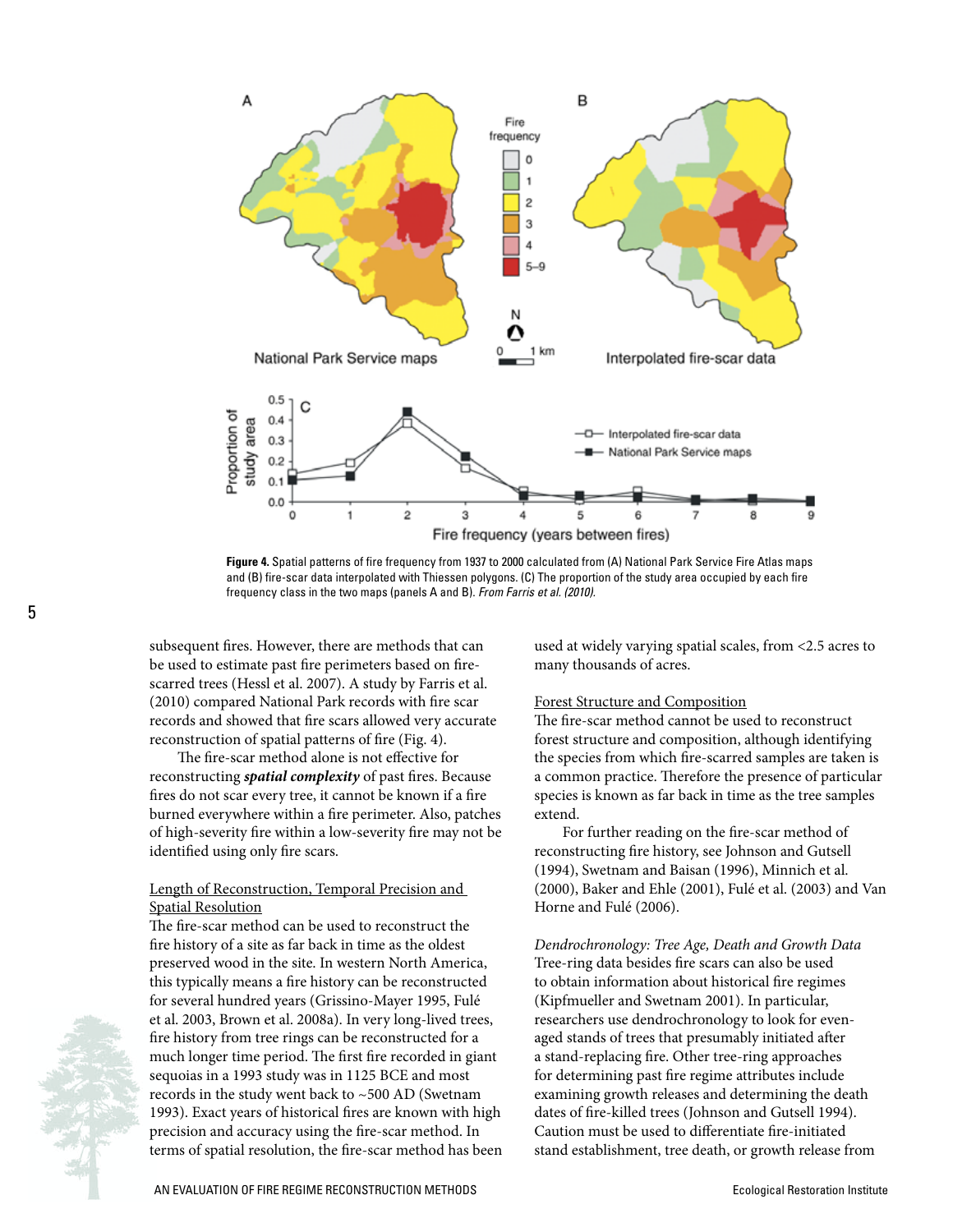**Figure 4.** Spatial patterns of fire frequency from 1937 to 2000 calculated from (A) National Park Service Fire Atlas maps and (B) fire-scar data interpolated with Thiessen polygons. (C) The proportion of the study area occupied by each fire frequency class in the two maps (panels A and B). *From Farris et al. (2010).*

subsequent fires. However, there are methods that can be used to estimate past fire perimeters based on fire-scarred trees (Hessl et al. 2007). A study by Farris et al. (2010) compared National Park records with fire scar records and showed that fire scars allowed very accurate reconstruction of spatial patterns of fire (Fig. 4).

The fire-scar method alone is not effective for reconstructing ***spatial complexity*** of past fires. Because fires do not scar every tree, it cannot be known if a fire burned everywhere within a fire perimeter. Also, patches of high-severity fire within a low-severity fire may not be identified using only fire scars.

Length of Reconstruction, Temporal Precision and Spatial Resolution

The fire-scar method can be used to reconstruct the fire history of a site as far back in time as the oldest preserved wood in the site. In western North America, this typically means a fire history can be reconstructed for several hundred years (Grissino-Mayer 1995, Fulé et al. 2003, Brown et al. 2008a). In very long-lived trees, fire history from tree rings can be reconstructed for a much longer time period. The first fire recorded in giant sequoias in a 1993 study was in 1125 BCE and most records in the study went back to ~500 AD (Swetnam 1993). Exact years of historical fires are known with high precision and accuracy using the fire-scar method. In terms of spatial resolution, the fire-scar method has been used at widely varying spatial scales, from <2.5 acres to many thousands of acres.

Forest Structure and Composition

The fire-scar method cannot be used to reconstruct forest structure and composition, although identifying the species from which fire-scarred samples are taken is a common practice. Therefore the presence of particular species is known as far back in time as the tree samples extend.

For further reading on the fire-scar method of reconstructing fire history, see Johnson and Gutsell (1994), Swetnam and Baisan (1996), Minnich et al. (2000), Baker and Ehle (2001), Fulé et al. (2003) and Van Horne and Fulé (2006).

*Dendrochronology: Tree Age, Death and Growth Data*

Tree-ring data besides fire scars can also be used to obtain information about historical fire regimes (Kipfmueller and Swetnam 2001). In particular, researchers use dendrochronology to look for even-aged stands of trees that presumably initiated after a stand-replacing fire. Other tree-ring approaches for determining past fire regime attributes include examining growth releases and determining the death dates of fire-killed trees (Johnson and Gutsell 1994). Caution must be used to differentiate fire-initiated stand establishment, tree death, or growth release from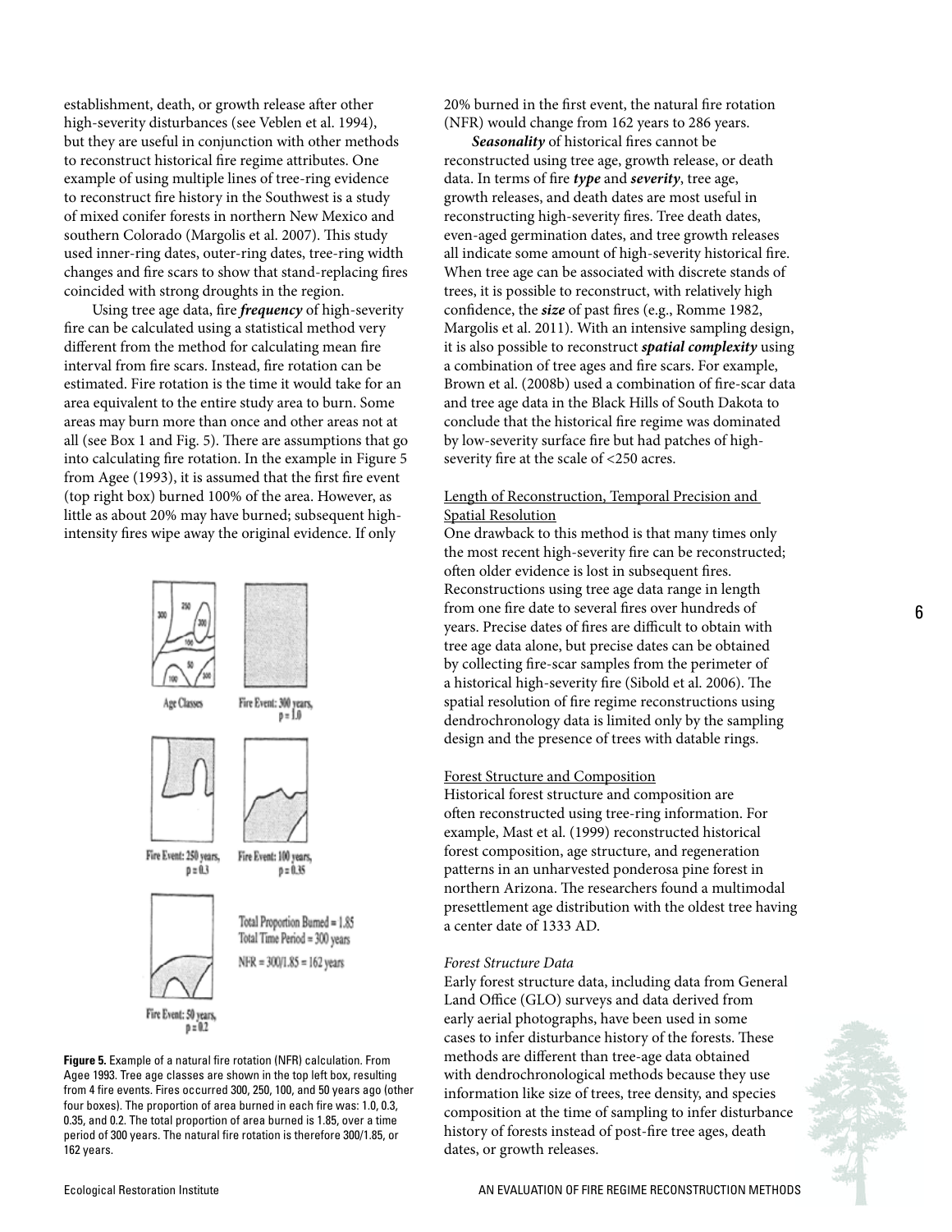establishment, death, or growth release after other high-severity disturbances (see Veblen et al. 1994), but they are useful in conjunction with other methods to reconstruct historical fire regime attributes. One example of using multiple lines of tree-ring evidence to reconstruct fire history in the Southwest is a study of mixed conifer forests in northern New Mexico and southern Colorado (Margolis et al. 2007). This study used inner-ring dates, outer-ring dates, tree-ring width changes and fire scars to show that stand-replacing fires coincided with strong droughts in the region.

Using tree age data, fire ***frequency*** of high-severity fire can be calculated using a statistical method very different from the method for calculating mean fire interval from fire scars. Instead, fire rotation can be estimated. Fire rotation is the time it would take for an area equivalent to the entire study area to burn. Some areas may burn more than once and other areas not at all (see Box 1 and Fig. 5). There are assumptions that go into calculating fire rotation. In the example in Figure 5 from Agee (1993), it is assumed that the first fire event (top right box) burned 100% of the area. However, as little as about 20% may have burned; subsequent high-intensity fires wipe away the original evidence. If only 20% burned in the first event, the natural fire rotation (NFR) would change from 162 years to 286 years.

Age Classes

Fire Event: 300 years, p = 1.0

Fire Event: 250 years, p = 0.3

Fire Event: 100 years, p = 0.35

Fire Event: 50 years, p = 0.2

Total Proportion Burned = 1.85
Total Time Period = 300 years
NFR = 300/1.85 = 162 years

**Figure 5.** Example of a natural fire rotation (NFR) calculation. From Agee 1993. Tree age classes are shown in the top left box, resulting from 4 fire events. Fires occurred 300, 250, 100, and 50 years ago (other four boxes). The proportion of area burned in each fire was: 1.0, 0.3, 0.35, and 0.2. The total proportion of area burned is 1.85, over a time period of 300 years. The natural fire rotation is therefore 300/1.85, or 162 years.

***Seasonality*** of historical fires cannot be reconstructed using tree age, growth release, or death data. In terms of fire ***type*** and ***severity***, tree age, growth releases, and death dates are most useful in reconstructing high-severity fires. Tree death dates, even-aged germination dates, and tree growth releases all indicate some amount of high-severity historical fire. When tree age can be associated with discrete stands of trees, it is possible to reconstruct, with relatively high confidence, the ***size*** of past fires (e.g., Romme 1982, Margolis et al. 2011). With an intensive sampling design, it is also possible to reconstruct ***spatial complexity*** using a combination of tree ages and fire scars. For example, Brown et al. (2008b) used a combination of fire-scar data and tree age data in the Black Hills of South Dakota to conclude that the historical fire regime was dominated by low-severity surface fire but had patches of high-severity fire at the scale of <250 acres.

## Length of Reconstruction, Temporal Precision and Spatial Resolution

One drawback to this method is that many times only the most recent high-severity fire can be reconstructed; often older evidence is lost in subsequent fires. Reconstructions using tree age data range in length from one fire date to several fires over hundreds of years. Precise dates of fires are difficult to obtain with tree age data alone, but precise dates can be obtained by collecting fire-scar samples from the perimeter of a historical high-severity fire (Sibold et al. 2006). The spatial resolution of fire regime reconstructions using dendrochronology data is limited only by the sampling design and the presence of trees with datable rings.

## Forest Structure and Composition

Historical forest structure and composition are often reconstructed using tree-ring information. For example, Mast et al. (1999) reconstructed historical forest composition, age structure, and regeneration patterns in an unharvested ponderosa pine forest in northern Arizona. The researchers found a multimodal presettlement age distribution with the oldest tree having a center date of 1333 AD.

### *Forest Structure Data*

Early forest structure data, including data from General Land Office (GLO) surveys and data derived from early aerial photographs, have been used in some cases to infer disturbance history of the forests. These methods are different than tree-age data obtained with dendrochronological methods because they use information like size of trees, tree density, and species composition at the time of sampling to infer disturbance history of forests instead of post-fire tree ages, death dates, or growth releases.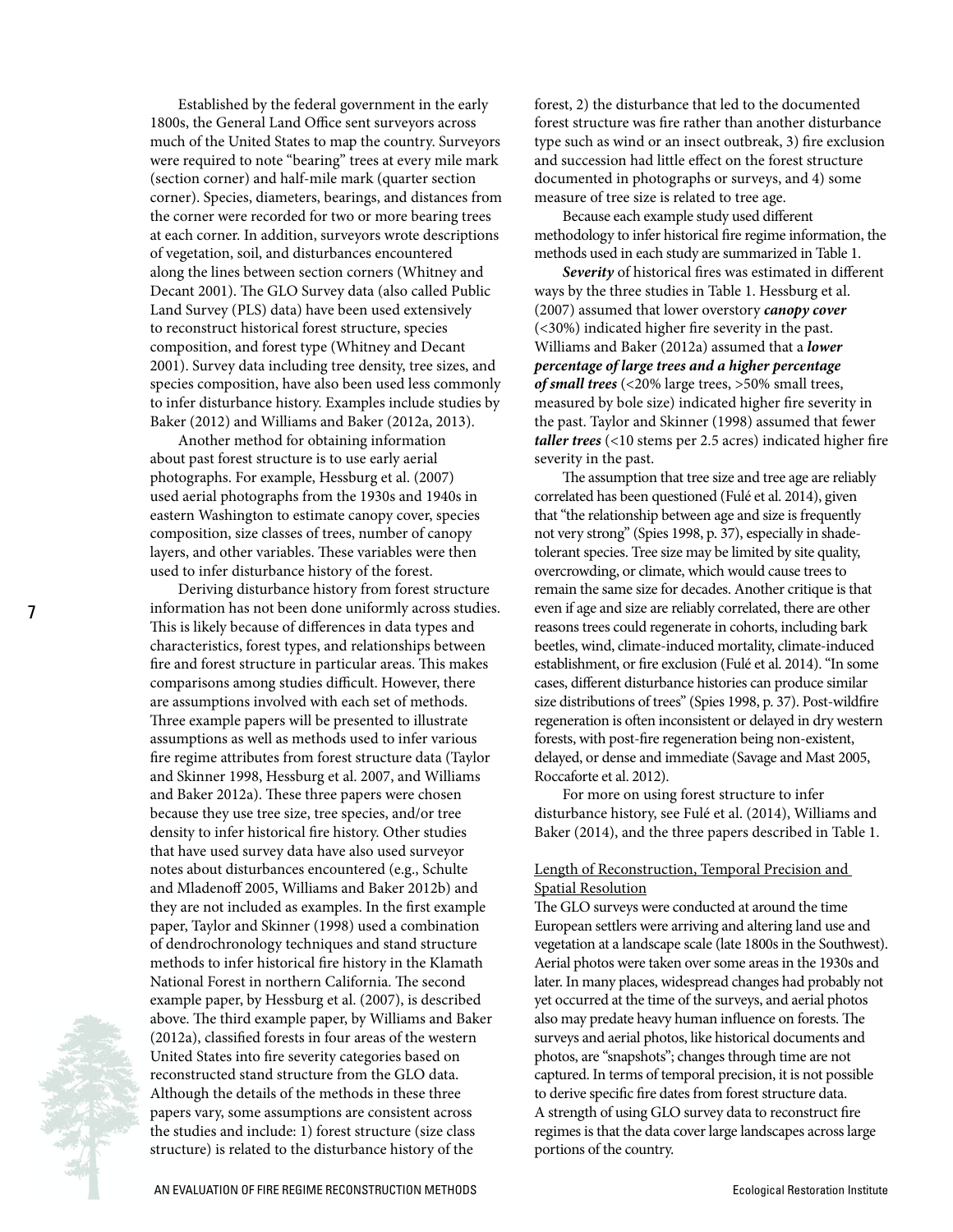Established by the federal government in the early 1800s, the General Land Office sent surveyors across much of the United States to map the country. Surveyors were required to note "bearing" trees at every mile mark (section corner) and half-mile mark (quarter section corner). Species, diameters, bearings, and distances from the corner were recorded for two or more bearing trees at each corner. In addition, surveyors wrote descriptions of vegetation, soil, and disturbances encountered along the lines between section corners (Whitney and Decant 2001). The GLO Survey data (also called Public Land Survey (PLS) data) have been used extensively to reconstruct historical forest structure, species composition, and forest type (Whitney and Decant 2001). Survey data including tree density, tree sizes, and species composition, have also been used less commonly to infer disturbance history. Examples include studies by Baker (2012) and Williams and Baker (2012a, 2013).

Another method for obtaining information about past forest structure is to use early aerial photographs. For example, Hessburg et al. (2007) used aerial photographs from the 1930s and 1940s in eastern Washington to estimate canopy cover, species composition, size classes of trees, number of canopy layers, and other variables. These variables were then used to infer disturbance history of the forest.

Deriving disturbance history from forest structure information has not been done uniformly across studies. This is likely because of differences in data types and characteristics, forest types, and relationships between fire and forest structure in particular areas. This makes comparisons among studies difficult. However, there are assumptions involved with each set of methods. Three example papers will be presented to illustrate assumptions as well as methods used to infer various fire regime attributes from forest structure data (Taylor and Skinner 1998, Hessburg et al. 2007, and Williams and Baker 2012a). These three papers were chosen because they use tree size, tree species, and/or tree density to infer historical fire history. Other studies that have used survey data have also used surveyor notes about disturbances encountered (e.g., Schulte and Mladenoff 2005, Williams and Baker 2012b) and they are not included as examples. In the first example paper, Taylor and Skinner (1998) used a combination of dendrochronology techniques and stand structure methods to infer historical fire history in the Klamath National Forest in northern California. The second example paper, by Hessburg et al. (2007), is described above. The third example paper, by Williams and Baker (2012a), classified forests in four areas of the western United States into fire severity categories based on reconstructed stand structure from the GLO data. Although the details of the methods in these three papers vary, some assumptions are consistent across the studies and include: 1) forest structure (size class structure) is related to the disturbance history of the forest, 2) the disturbance that led to the documented forest structure was fire rather than another disturbance type such as wind or an insect outbreak, 3) fire exclusion and succession had little effect on the forest structure documented in photographs or surveys, and 4) some measure of tree size is related to tree age.

Because each example study used different methodology to infer historical fire regime information, the methods used in each study are summarized in Table 1.

***Severity*** of historical fires was estimated in different ways by the three studies in Table 1. Hessburg et al. (2007) assumed that lower overstory ***canopy cover*** (<30%) indicated higher fire severity in the past. Williams and Baker (2012a) assumed that a ***lower percentage of large trees and a higher percentage of small trees*** (<20% large trees, >50% small trees, measured by bole size) indicated higher fire severity in the past. Taylor and Skinner (1998) assumed that fewer ***taller trees*** (<10 stems per 2.5 acres) indicated higher fire severity in the past.

The assumption that tree size and tree age are reliably correlated has been questioned (Fulé et al. 2014), given that "the relationship between age and size is frequently not very strong" (Spies 1998, p. 37), especially in shade-tolerant species. Tree size may be limited by site quality, overcrowding, or climate, which would cause trees to remain the same size for decades. Another critique is that even if age and size are reliably correlated, there are other reasons trees could regenerate in cohorts, including bark beetles, wind, climate-induced mortality, climate-induced establishment, or fire exclusion (Fulé et al. 2014). "In some cases, different disturbance histories can produce similar size distributions of trees" (Spies 1998, p. 37). Post-wildfire regeneration is often inconsistent or delayed in dry western forests, with post-fire regeneration being non-existent, delayed, or dense and immediate (Savage and Mast 2005, Roccaforte et al. 2012).

For more on using forest structure to infer disturbance history, see Fulé et al. (2014), Williams and Baker (2014), and the three papers described in Table 1.

Length of Reconstruction, Temporal Precision and Spatial Resolution

The GLO surveys were conducted at around the time European settlers were arriving and altering land use and vegetation at a landscape scale (late 1800s in the Southwest). Aerial photos were taken over some areas in the 1930s and later. In many places, widespread changes had probably not yet occurred at the time of the surveys, and aerial photos also may predate heavy human influence on forests. The surveys and aerial photos, like historical documents and photos, are "snapshots"; changes through time are not captured. In terms of temporal precision, it is not possible to derive specific fire dates from forest structure data. A strength of using GLO survey data to reconstruct fire regimes is that the data cover large landscapes across large portions of the country.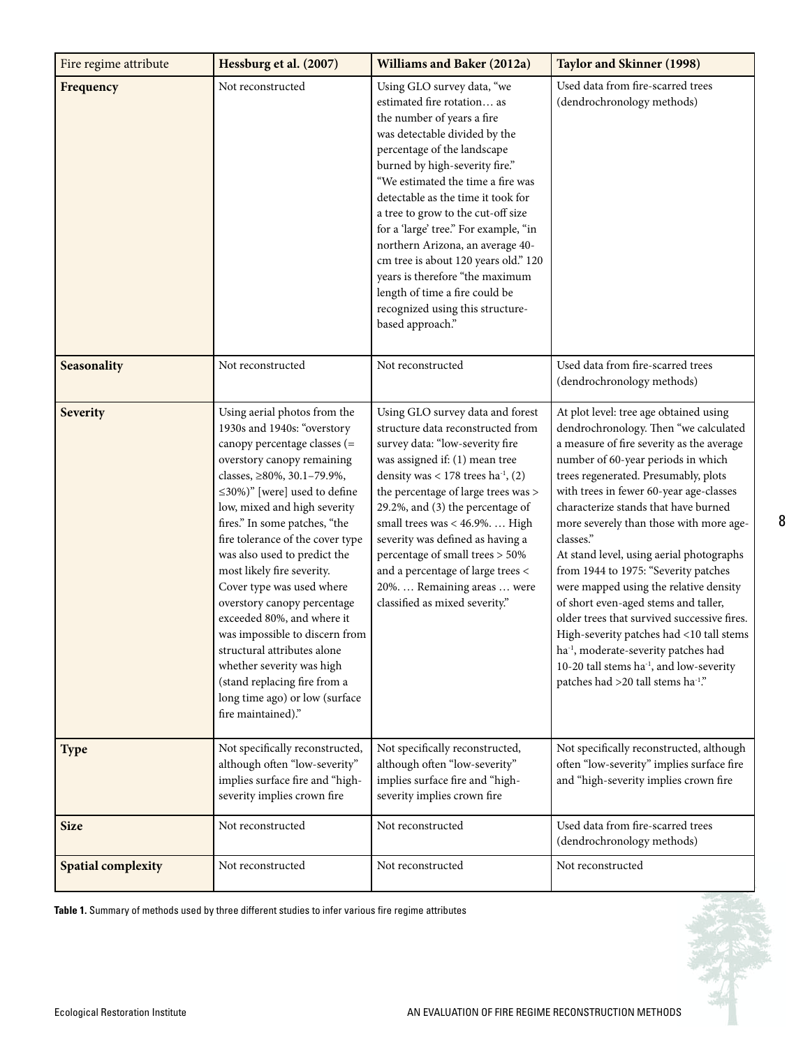| Fire regime attribute | Hessburg et al. (2007) | Williams and Baker (2012a) | Taylor and Skinner (1998) |
|---|---|---|---|
| **Frequency** | Not reconstructed | Using GLO survey data, "we estimated fire rotation… as the number of years a fire was detectable divided by the percentage of the landscape burned by high-severity fire." "We estimated the time a fire was detectable as the time it took for a tree to grow to the cut-off size for a 'large' tree." For example, "in northern Arizona, an average 40-cm tree is about 120 years old." 120 years is therefore "the maximum length of time a fire could be recognized using this structure-based approach." | Used data from fire-scarred trees (dendrochronology methods) |
| **Seasonality** | Not reconstructed | Not reconstructed | Used data from fire-scarred trees (dendrochronology methods) |
| **Severity** | Using aerial photos from the 1930s and 1940s: "overstory canopy percentage classes (= overstory canopy remaining classes, ≥80%, 30.1–79.9%, ≤30%)" [were] used to define low, mixed and high severity fires." In some patches, "the fire tolerance of the cover type was also used to predict the most likely fire severity. Cover type was used where overstory canopy percentage exceeded 80%, and where it was impossible to discern from structural attributes alone whether severity was high (stand replacing fire from a long time ago) or low (surface fire maintained)." | Using GLO survey data and forest structure data reconstructed from survey data: "low-severity fire was assigned if: (1) mean tree density was < 178 trees ha$^{-1}$, (2) the percentage of large trees was > 29.2%, and (3) the percentage of small trees was < 46.9%. … High severity was defined as having a percentage of small trees > 50% and a percentage of large trees < 20%. … Remaining areas … were classified as mixed severity." | At plot level: tree age obtained using dendrochronology. Then "we calculated a measure of fire severity as the average number of 60-year periods in which trees regenerated. Presumably, plots with trees in fewer 60-year age-classes characterize stands that have burned more severely than those with more age-classes." At stand level, using aerial photographs from 1944 to 1975: "Severity patches were mapped using the relative density of short even-aged stems and taller, older trees that survived successive fires. High-severity patches had <10 tall stems ha$^{-1}$, moderate-severity patches had 10-20 tall stems ha$^{-1}$, and low-severity patches had >20 tall stems ha$^{-1}$." |
| **Type** | Not specifically reconstructed, although often "low-severity" implies surface fire and "high-severity implies crown fire | Not specifically reconstructed, although often "low-severity" implies surface fire and "high-severity implies crown fire | Not specifically reconstructed, although often "low-severity" implies surface fire and "high-severity implies crown fire |
| **Size** | Not reconstructed | Not reconstructed | Used data from fire-scarred trees (dendrochronology methods) |
| **Spatial complexity** | Not reconstructed | Not reconstructed | Not reconstructed |

**Table 1.** Summary of methods used by three different studies to infer various fire regime attributes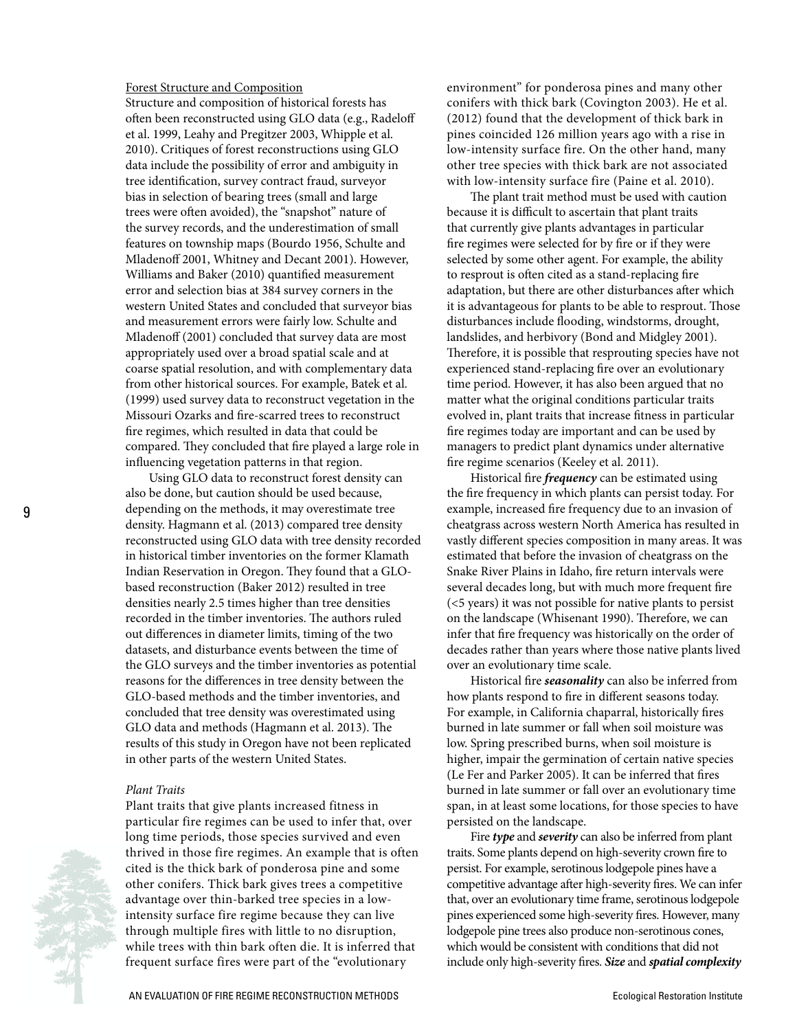Forest Structure and Composition

Structure and composition of historical forests has often been reconstructed using GLO data (e.g., Radeloff et al. 1999, Leahy and Pregitzer 2003, Whipple et al. 2010). Critiques of forest reconstructions using GLO data include the possibility of error and ambiguity in tree identification, survey contract fraud, surveyor bias in selection of bearing trees (small and large trees were often avoided), the "snapshot" nature of the survey records, and the underestimation of small features on township maps (Bourdo 1956, Schulte and Mladenoff 2001, Whitney and Decant 2001). However, Williams and Baker (2010) quantified measurement error and selection bias at 384 survey corners in the western United States and concluded that surveyor bias and measurement errors were fairly low. Schulte and Mladenoff (2001) concluded that survey data are most appropriately used over a broad spatial scale and at coarse spatial resolution, and with complementary data from other historical sources. For example, Batek et al. (1999) used survey data to reconstruct vegetation in the Missouri Ozarks and fire-scarred trees to reconstruct fire regimes, which resulted in data that could be compared. They concluded that fire played a large role in influencing vegetation patterns in that region.

Using GLO data to reconstruct forest density can also be done, but caution should be used because, depending on the methods, it may overestimate tree density. Hagmann et al. (2013) compared tree density reconstructed using GLO data with tree density recorded in historical timber inventories on the former Klamath Indian Reservation in Oregon. They found that a GLO-based reconstruction (Baker 2012) resulted in tree densities nearly 2.5 times higher than tree densities recorded in the timber inventories. The authors ruled out differences in diameter limits, timing of the two datasets, and disturbance events between the time of the GLO surveys and the timber inventories as potential reasons for the differences in tree density between the GLO-based methods and the timber inventories, and concluded that tree density was overestimated using GLO data and methods (Hagmann et al. 2013). The results of this study in Oregon have not been replicated in other parts of the western United States.

*Plant Traits*

Plant traits that give plants increased fitness in particular fire regimes can be used to infer that, over long time periods, those species survived and even thrived in those fire regimes. An example that is often cited is the thick bark of ponderosa pine and some other conifers. Thick bark gives trees a competitive advantage over thin-barked tree species in a low-intensity surface fire regime because they can live through multiple fires with little to no disruption, while trees with thin bark often die. It is inferred that frequent surface fires were part of the "evolutionary environment" for ponderosa pines and many other conifers with thick bark (Covington 2003). He et al. (2012) found that the development of thick bark in pines coincided 126 million years ago with a rise in low-intensity surface fire. On the other hand, many other tree species with thick bark are not associated with low-intensity surface fire (Paine et al. 2010).

The plant trait method must be used with caution because it is difficult to ascertain that plant traits that currently give plants advantages in particular fire regimes were selected for by fire or if they were selected by some other agent. For example, the ability to resprout is often cited as a stand-replacing fire adaptation, but there are other disturbances after which it is advantageous for plants to be able to resprout. Those disturbances include flooding, windstorms, drought, landslides, and herbivory (Bond and Midgley 2001). Therefore, it is possible that resprouting species have not experienced stand-replacing fire over an evolutionary time period. However, it has also been argued that no matter what the original conditions particular traits evolved in, plant traits that increase fitness in particular fire regimes today are important and can be used by managers to predict plant dynamics under alternative fire regime scenarios (Keeley et al. 2011).

Historical fire ***frequency*** can be estimated using the fire frequency in which plants can persist today. For example, increased fire frequency due to an invasion of cheatgrass across western North America has resulted in vastly different species composition in many areas. It was estimated that before the invasion of cheatgrass on the Snake River Plains in Idaho, fire return intervals were several decades long, but with much more frequent fire (<5 years) it was not possible for native plants to persist on the landscape (Whisenant 1990). Therefore, we can infer that fire frequency was historically on the order of decades rather than years where those native plants lived over an evolutionary time scale.

Historical fire ***seasonality*** can also be inferred from how plants respond to fire in different seasons today. For example, in California chaparral, historically fires burned in late summer or fall when soil moisture was low. Spring prescribed burns, when soil moisture is higher, impair the germination of certain native species (Le Fer and Parker 2005). It can be inferred that fires burned in late summer or fall over an evolutionary time span, in at least some locations, for those species to have persisted on the landscape.

Fire ***type*** and ***severity*** can also be inferred from plant traits. Some plants depend on high-severity crown fire to persist. For example, serotinous lodgepole pines have a competitive advantage after high-severity fires. We can infer that, over an evolutionary time frame, serotinous lodgepole pines experienced some high-severity fires. However, many lodgepole pine trees also produce non-serotinous cones, which would be consistent with conditions that did not include only high-severity fires. ***Size*** and ***spatial complexity***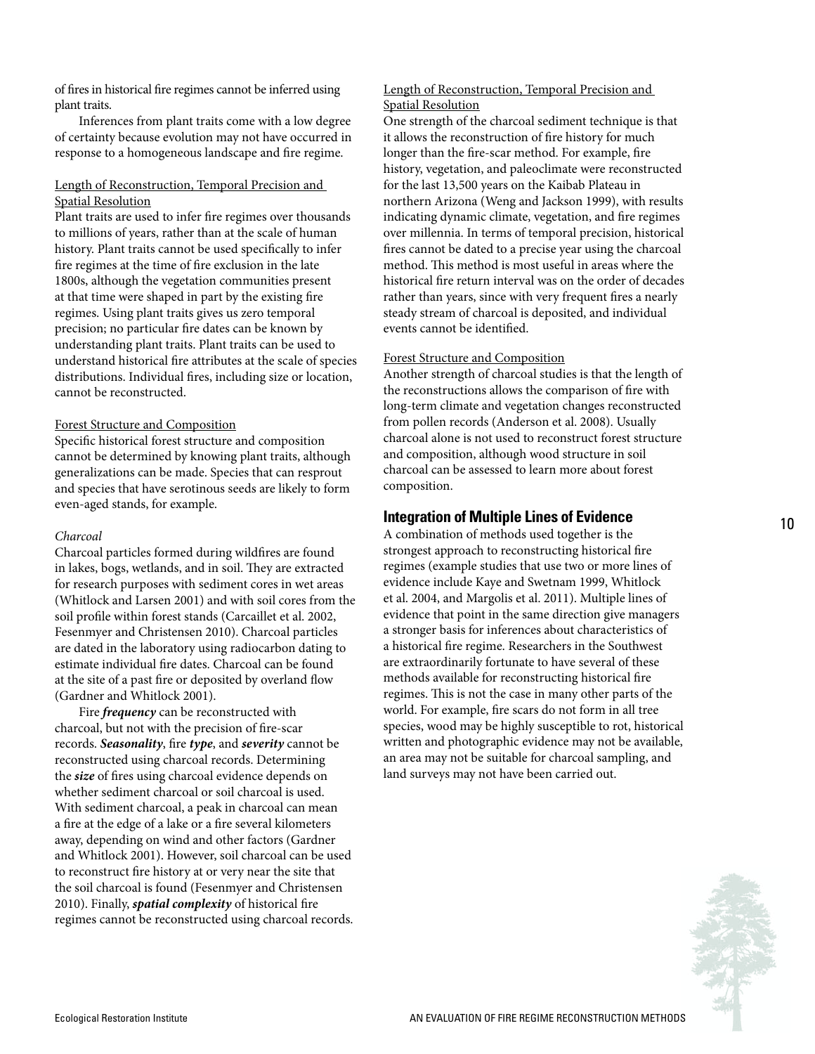of fires in historical fire regimes cannot be inferred using plant traits.

Inferences from plant traits come with a low degree of certainty because evolution may not have occurred in response to a homogeneous landscape and fire regime.

Length of Reconstruction, Temporal Precision and Spatial Resolution

Plant traits are used to infer fire regimes over thousands to millions of years, rather than at the scale of human history. Plant traits cannot be used specifically to infer fire regimes at the time of fire exclusion in the late 1800s, although the vegetation communities present at that time were shaped in part by the existing fire regimes. Using plant traits gives us zero temporal precision; no particular fire dates can be known by understanding plant traits. Plant traits can be used to understand historical fire attributes at the scale of species distributions. Individual fires, including size or location, cannot be reconstructed.

Forest Structure and Composition

Specific historical forest structure and composition cannot be determined by knowing plant traits, although generalizations can be made. Species that can resprout and species that have serotinous seeds are likely to form even-aged stands, for example.

*Charcoal*

Charcoal particles formed during wildfires are found in lakes, bogs, wetlands, and in soil. They are extracted for research purposes with sediment cores in wet areas (Whitlock and Larsen 2001) and with soil cores from the soil profile within forest stands (Carcaillet et al. 2002, Fesenmyer and Christensen 2010). Charcoal particles are dated in the laboratory using radiocarbon dating to estimate individual fire dates. Charcoal can be found at the site of a past fire or deposited by overland flow (Gardner and Whitlock 2001).

Fire ***frequency*** can be reconstructed with charcoal, but not with the precision of fire-scar records. ***Seasonality***, fire ***type***, and ***severity*** cannot be reconstructed using charcoal records. Determining the ***size*** of fires using charcoal evidence depends on whether sediment charcoal or soil charcoal is used. With sediment charcoal, a peak in charcoal can mean a fire at the edge of a lake or a fire several kilometers away, depending on wind and other factors (Gardner and Whitlock 2001). However, soil charcoal can be used to reconstruct fire history at or very near the site that the soil charcoal is found (Fesenmyer and Christensen 2010). Finally, ***spatial complexity*** of historical fire regimes cannot be reconstructed using charcoal records.

Length of Reconstruction, Temporal Precision and Spatial Resolution

One strength of the charcoal sediment technique is that it allows the reconstruction of fire history for much longer than the fire-scar method. For example, fire history, vegetation, and paleoclimate were reconstructed for the last 13,500 years on the Kaibab Plateau in northern Arizona (Weng and Jackson 1999), with results indicating dynamic climate, vegetation, and fire regimes over millennia. In terms of temporal precision, historical fires cannot be dated to a precise year using the charcoal method. This method is most useful in areas where the historical fire return interval was on the order of decades rather than years, since with very frequent fires a nearly steady stream of charcoal is deposited, and individual events cannot be identified.

Forest Structure and Composition

Another strength of charcoal studies is that the length of the reconstructions allows the comparison of fire with long-term climate and vegetation changes reconstructed from pollen records (Anderson et al. 2008). Usually charcoal alone is not used to reconstruct forest structure and composition, although wood structure in soil charcoal can be assessed to learn more about forest composition.

## Integration of Multiple Lines of Evidence

A combination of methods used together is the strongest approach to reconstructing historical fire regimes (example studies that use two or more lines of evidence include Kaye and Swetnam 1999, Whitlock et al. 2004, and Margolis et al. 2011). Multiple lines of evidence that point in the same direction give managers a stronger basis for inferences about characteristics of a historical fire regime. Researchers in the Southwest are extraordinarily fortunate to have several of these methods available for reconstructing historical fire regimes. This is not the case in many other parts of the world. For example, fire scars do not form in all tree species, wood may be highly susceptible to rot, historical written and photographic evidence may not be available, an area may not be suitable for charcoal sampling, and land surveys may not have been carried out.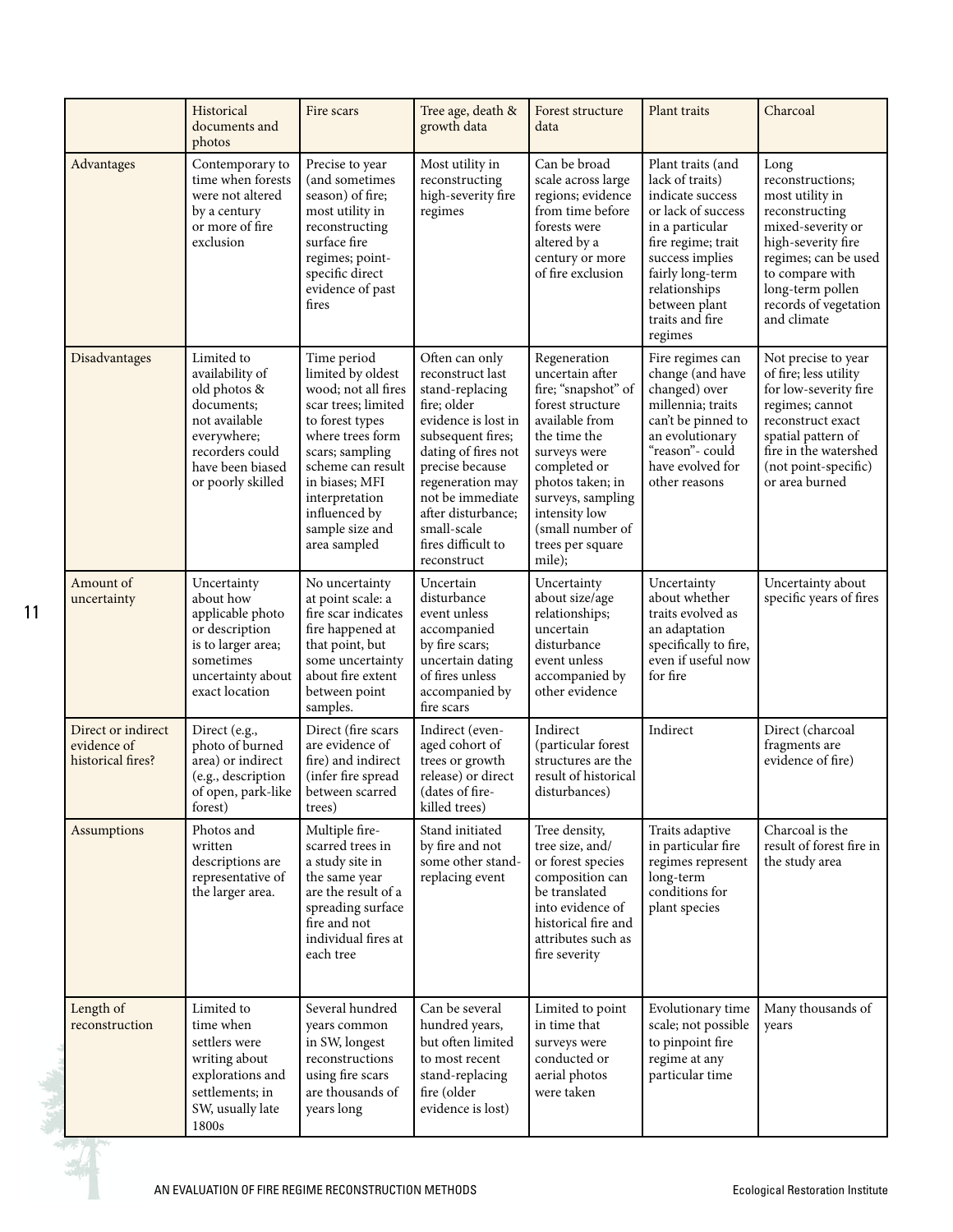| | Historical documents and photos | Fire scars | Tree age, death & growth data | Forest structure data | Plant traits | Charcoal |
|---|---|---|---|---|---|---|
| Advantages | Contemporary to time when forests were not altered by a century or more of fire exclusion | Precise to year (and sometimes season) of fire; most utility in reconstructing surface fire regimes; point-specific direct evidence of past fires | Most utility in reconstructing high-severity fire regimes | Can be broad scale across large regions; evidence from time before forests were altered by a century or more of fire exclusion | Plant traits (and lack of traits) indicate success or lack of success in a particular fire regime; trait success implies fairly long-term relationships between plant traits and fire regimes | Long reconstructions; most utility in reconstructing mixed-severity or high-severity fire regimes; can be used to compare with long-term pollen records of vegetation and climate |
| Disadvantages | Limited to availability of old photos & documents; not available everywhere; recorders could have been biased or poorly skilled | Time period limited by oldest wood; not all fires scar trees; limited to forest types where trees form scars; sampling scheme can result in biases; MFI interpretation influenced by sample size and area sampled | Often can only reconstruct last stand-replacing fire; older evidence is lost in subsequent fires; dating of fires not precise because regeneration may not be immediate after disturbance; small-scale fires difficult to reconstruct | Regeneration uncertain after fire; "snapshot" of forest structure available from the time the surveys were completed or photos taken; in surveys, sampling intensity low (small number of trees per square mile); | Fire regimes can change (and have changed) over millennia; traits can't be pinned to an evolutionary "reason"- could have evolved for other reasons | Not precise to year of fire; less utility for low-severity fire regimes; cannot reconstruct exact spatial pattern of fire in the watershed (not point-specific) or area burned |
| Amount of uncertainty | Uncertainty about how applicable photo or description is to larger area; sometimes uncertainty about exact location | No uncertainty at point scale: a fire scar indicates fire happened at that point, but some uncertainty about fire extent between point samples. | Uncertain disturbance event unless accompanied by fire scars; uncertain dating of fires unless accompanied by fire scars | Uncertainty about size/age relationships; uncertain disturbance event unless accompanied by other evidence | Uncertainty about whether traits evolved as an adaptation specifically to fire, even if useful now for fire | Uncertainty about specific years of fires |
| Direct or indirect evidence of historical fires? | Direct (e.g., photo of burned area) or indirect (e.g., description of open, park-like forest) | Direct (fire scars are evidence of fire) and indirect (infer fire spread between scarred trees) | Indirect (even-aged cohort of trees or growth release) or direct (dates of fire-killed trees) | Indirect (particular forest structures are the result of historical disturbances) | Indirect | Direct (charcoal fragments are evidence of fire) |
| Assumptions | Photos and written descriptions are representative of the larger area. | Multiple fire-scarred trees in a study site in the same year are the result of a spreading surface fire and not individual fires at each tree | Stand initiated by fire and not some other stand-replacing event | Tree density, tree size, and/or forest species composition can be translated into evidence of historical fire and attributes such as fire severity | Traits adaptive in particular fire regimes represent long-term conditions for plant species | Charcoal is the result of forest fire in the study area |
| Length of reconstruction | Limited to time when settlers were writing about explorations and settlements; in SW, usually late 1800s | Several hundred years common in SW, longest reconstructions using fire scars are thousands of years long | Can be several hundred years, but often limited to most recent stand-replacing fire (older evidence is lost) | Limited to point in time that surveys were conducted or aerial photos were taken | Evolutionary time scale; not possible to pinpoint fire regime at any particular time | Many thousands of years |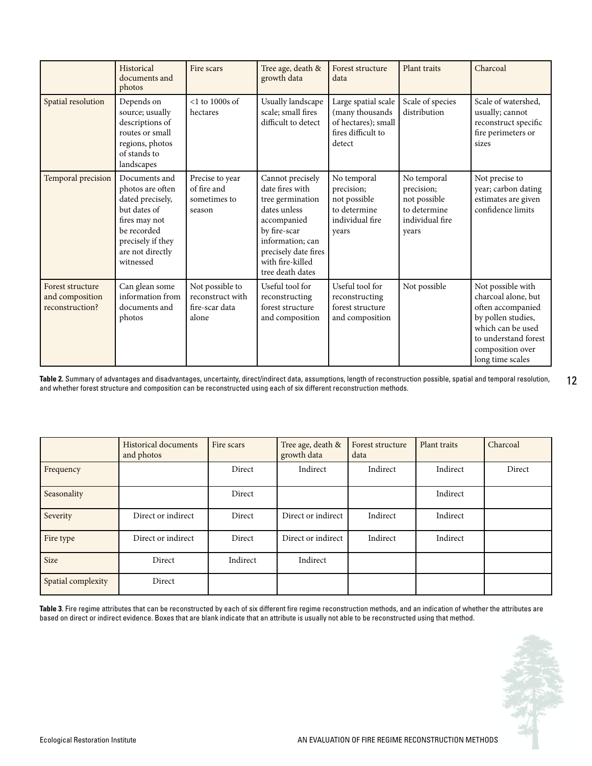|  | Historical documents and photos | Fire scars | Tree age, death & growth data | Forest structure data | Plant traits | Charcoal |
|---|---|---|---|---|---|---|
| Spatial resolution | Depends on source; usually descriptions of routes or small regions, photos of stands to landscapes | <1 to 1000s of hectares | Usually landscape scale; small fires difficult to detect | Large spatial scale (many thousands of hectares); small fires difficult to detect | Scale of species distribution | Scale of watershed, usually; cannot reconstruct specific fire perimeters or sizes |
| Temporal precision | Documents and photos are often dated precisely, but dates of fires may not be recorded precisely if they are not directly witnessed | Precise to year of fire and sometimes to season | Cannot precisely date fires with tree germination dates unless accompanied by fire-scar information; can precisely date fires with fire-killed tree death dates | No temporal precision; not possible to determine individual fire years | No temporal precision; not possible to determine individual fire years | Not precise to year; carbon dating estimates are given confidence limits |
| Forest structure and composition reconstruction? | Can glean some information from documents and photos | Not possible to reconstruct with fire-scar data alone | Useful tool for reconstructing forest structure and composition | Useful tool for reconstructing forest structure and composition | Not possible | Not possible with charcoal alone, but often accompanied by pollen studies, which can be used to understand forest composition over long time scales |

**Table 2.** Summary of advantages and disadvantages, uncertainty, direct/indirect data, assumptions, length of reconstruction possible, spatial and temporal resolution, and whether forest structure and composition can be reconstructed using each of six different reconstruction methods.

|  | Historical documents and photos | Fire scars | Tree age, death & growth data | Forest structure data | Plant traits | Charcoal |
|---|---|---|---|---|---|---|
| Frequency |  | Direct | Indirect | Indirect | Indirect | Direct |
| Seasonality |  | Direct |  |  | Indirect |  |
| Severity | Direct or indirect | Direct | Direct or indirect | Indirect | Indirect |  |
| Fire type | Direct or indirect | Direct | Direct or indirect | Indirect | Indirect |  |
| Size | Direct | Indirect | Indirect |  |  |  |
| Spatial complexity | Direct |  |  |  |  |  |

**Table 3**. Fire regime attributes that can be reconstructed by each of six different fire regime reconstruction methods, and an indication of whether the attributes are based on direct or indirect evidence. Boxes that are blank indicate that an attribute is usually not able to be reconstructed using that method.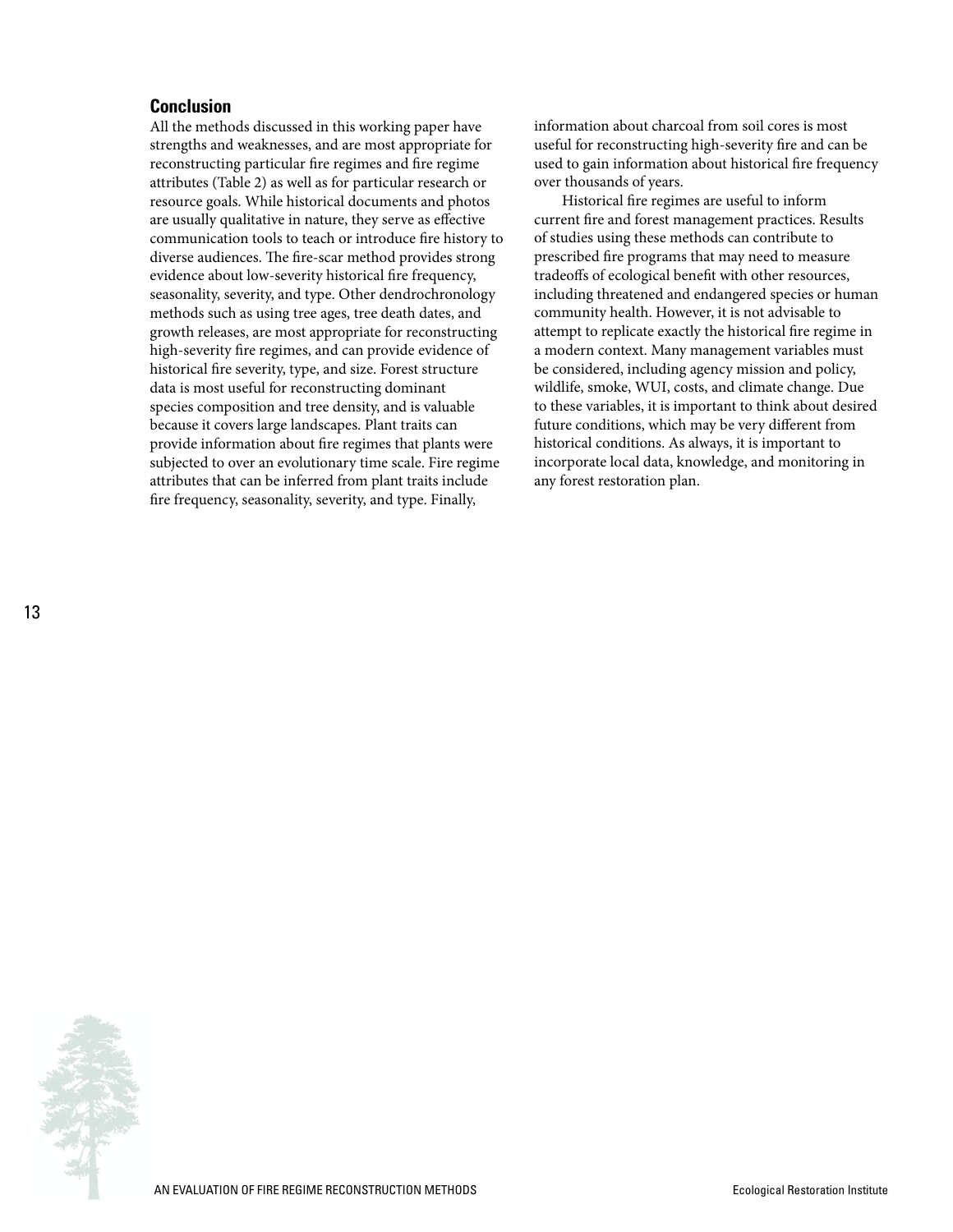## Conclusion

All the methods discussed in this working paper have strengths and weaknesses, and are most appropriate for reconstructing particular fire regimes and fire regime attributes (Table 2) as well as for particular research or resource goals. While historical documents and photos are usually qualitative in nature, they serve as effective communication tools to teach or introduce fire history to diverse audiences. The fire-scar method provides strong evidence about low-severity historical fire frequency, seasonality, severity, and type. Other dendrochronology methods such as using tree ages, tree death dates, and growth releases, are most appropriate for reconstructing high-severity fire regimes, and can provide evidence of historical fire severity, type, and size. Forest structure data is most useful for reconstructing dominant species composition and tree density, and is valuable because it covers large landscapes. Plant traits can provide information about fire regimes that plants were subjected to over an evolutionary time scale. Fire regime attributes that can be inferred from plant traits include fire frequency, seasonality, severity, and type. Finally, information about charcoal from soil cores is most useful for reconstructing high-severity fire and can be used to gain information about historical fire frequency over thousands of years.

Historical fire regimes are useful to inform current fire and forest management practices. Results of studies using these methods can contribute to prescribed fire programs that may need to measure tradeoffs of ecological benefit with other resources, including threatened and endangered species or human community health. However, it is not advisable to attempt to replicate exactly the historical fire regime in a modern context. Many management variables must be considered, including agency mission and policy, wildlife, smoke, WUI, costs, and climate change. Due to these variables, it is important to think about desired future conditions, which may be very different from historical conditions. As always, it is important to incorporate local data, knowledge, and monitoring in any forest restoration plan.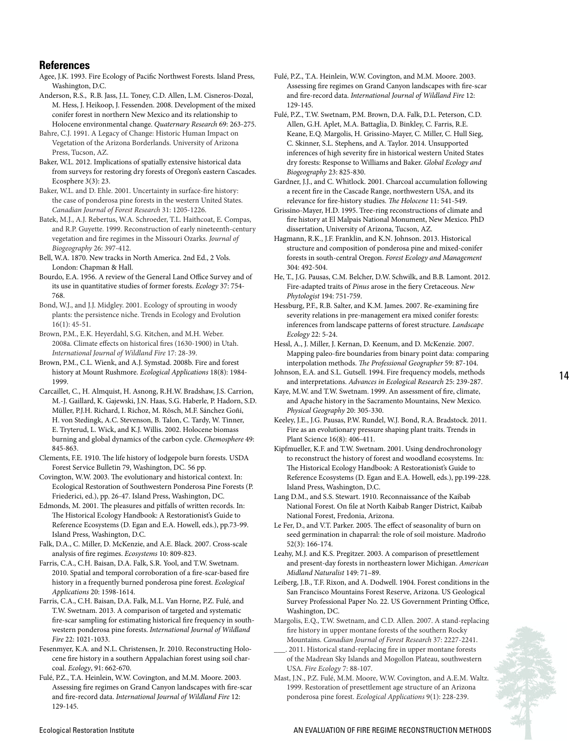## References

Agee, J.K. 1993. Fire Ecology of Pacific Northwest Forests. Island Press, Washington, D.C.

Anderson, R.S., R.B. Jass, J.L. Toney, C.D. Allen, L.M. Cisneros-Dozal, M. Hess, J. Heikoop, J. Fessenden. 2008. Development of the mixed conifer forest in northern New Mexico and its relationship to Holocene environmental change. *Quaternary Research* 69: 263-275.

Bahre, C.J. 1991. A Legacy of Change: Historic Human Impact on Vegetation of the Arizona Borderlands. University of Arizona Press, Tucson, AZ.

Baker, W.L. 2012. Implications of spatially extensive historical data from surveys for restoring dry forests of Oregon's eastern Cascades. Ecosphere 3(3): 23.

Baker, W.L. and D. Ehle. 2001. Uncertainty in surface-fire history: the case of ponderosa pine forests in the western United States. *Canadian Journal of Forest Research* 31: 1205-1226.

Batek, M.J., A.J. Rebertus, W.A. Schroeder, T.L. Haithcoat, E. Compas, and R.P. Guyette. 1999. Reconstruction of early nineteenth-century vegetation and fire regimes in the Missouri Ozarks. *Journal of Biogeography* 26: 397-412.

Bell, W.A. 1870. New tracks in North America. 2nd Ed., 2 Vols. London: Chapman & Hall.

Bourdo, E.A. 1956. A review of the General Land Office Survey and of its use in quantitative studies of former forests. *Ecology* 37: 754-768.

Bond, W.J., and J.J. Midgley. 2001. Ecology of sprouting in woody plants: the persistence niche. Trends in Ecology and Evolution 16(1): 45-51.

Brown, P.M., E.K. Heyerdahl, S.G. Kitchen, and M.H. Weber. 2008a. Climate effects on historical fires (1630-1900) in Utah. *International Journal of Wildland Fire* 17: 28-39.

Brown, P.M., C.L. Wienk, and A.J. Symstad. 2008b. Fire and forest history at Mount Rushmore. *Ecological Applications* 18(8): 1984-1999.

Carcaillet, C., H. Almquist, H. Asnong, R.H.W. Bradshaw, J.S. Carrion, M.-J. Gaillard, K. Gajewski, J.N. Haas, S.G. Haberle, P. Hadorn, S.D. Müller, P.J.H. Richard, I. Richoz, M. Rösch, M.F. Sánchez Goñi, H. von Stedingk, A.C. Stevenson, B. Talon, C. Tardy, W. Tinner, E. Tryterud, L. Wick, and K.J. Willis. 2002. Holocene biomass burning and global dynamics of the carbon cycle. *Chemosphere* 49: 845-863.

Clements, F.E. 1910. The life history of lodgepole burn forests. USDA Forest Service Bulletin 79, Washington, DC. 56 pp.

Covington, W.W. 2003. The evolutionary and historical context. In: Ecological Restoration of Southwestern Ponderosa Pine Forests (P. Friederici, ed.), pp. 26-47. Island Press, Washington, DC.

Edmonds, M. 2001. The pleasures and pitfalls of written records. In: The Historical Ecology Handbook: A Restorationist's Guide to Reference Ecosystems (D. Egan and E.A. Howell, eds.), pp.73-99. Island Press, Washington, D.C.

Falk, D.A., C. Miller, D. McKenzie, and A.E. Black. 2007. Cross-scale analysis of fire regimes. *Ecosystems* 10: 809-823.

Farris, C.A., C.H. Baisan, D.A. Falk, S.R. Yool, and T.W. Swetnam. 2010. Spatial and temporal corroboration of a fire-scar-based fire history in a frequently burned ponderosa pine forest. *Ecological Applications* 20: 1598-1614.

Farris, C.A., C.H. Baisan, D.A. Falk, M.L. Van Horne, P.Z. Fulé, and T.W. Swetnam. 2013. A comparison of targeted and systematic fire-scar sampling for estimating historical fire frequency in southwestern ponderosa pine forests. *International Journal of Wildland Fire* 22: 1021-1033.

Fesenmyer, K.A. and N.L. Christensen, Jr. 2010. Reconstructing Holocene fire history in a southern Appalachian forest using soil charcoal. *Ecology*, 91: 662-670.

Fulé, P.Z., T.A. Heinlein, W.W. Covington, and M.M. Moore. 2003. Assessing fire regimes on Grand Canyon landscapes with fire-scar and fire-record data. *International Journal of Wildland Fire* 12: 129-145.

Fulé, P.Z., T.A. Heinlein, W.W. Covington, and M.M. Moore. 2003. Assessing fire regimes on Grand Canyon landscapes with fire-scar and fire-record data. *International Journal of Wildland Fire* 12: 129-145.

Fulé, P.Z., T.W. Swetnam, P.M. Brown, D.A. Falk, D.L. Peterson, C.D. Allen, G.H. Aplet, M.A. Battaglia, D. Binkley, C. Farris, R.E. Keane, E.Q. Margolis, H. Grissino-Mayer, C. Miller, C. Hull Sieg, C. Skinner, S.L. Stephens, and A. Taylor. 2014. Unsupported inferences of high severity fire in historical western United States dry forests: Response to Williams and Baker. *Global Ecology and Biogeography* 23: 825-830.

Gardner, J.J., and C. Whitlock. 2001. Charcoal accumulation following a recent fire in the Cascade Range, northwestern USA, and its relevance for fire-history studies. *The Holocene* 11: 541-549.

Grissino-Mayer, H.D. 1995. Tree-ring reconstructions of climate and fire history at El Malpais National Monument, New Mexico. PhD dissertation, University of Arizona, Tucson, AZ.

Hagmann, R.K., J.F. Franklin, and K.N. Johnson. 2013. Historical structure and composition of ponderosa pine and mixed-conifer forests in south-central Oregon. *Forest Ecology and Management* 304: 492-504.

He, T., J.G. Pausas, C.M. Belcher, D.W. Schwilk, and B.B. Lamont. 2012. Fire-adapted traits of *Pinus* arose in the fiery Cretaceous. *New Phytologist* 194: 751-759.

Hessburg, P.F., R.B. Salter, and K.M. James. 2007. Re-examining fire severity relations in pre-management era mixed conifer forests: inferences from landscape patterns of forest structure. *Landscape Ecology* 22: 5-24.

Hessl, A., J. Miller, J. Kernan, D. Keenum, and D. McKenzie. 2007. Mapping paleo-fire boundaries from binary point data: comparing interpolation methods. *The Professional Geographer* 59: 87-104.

Johnson, E.A. and S.L. Gutsell. 1994. Fire frequency models, methods and interpretations. *Advances in Ecological Research* 25: 239-287.

Kaye, M.W. and T.W. Swetnam. 1999. An assessment of fire, climate, and Apache history in the Sacramento Mountains, New Mexico. *Physical Geography* 20: 305-330.

Keeley, J.E., J.G. Pausas, P.W. Rundel, W.J. Bond, R.A. Bradstock. 2011. Fire as an evolutionary pressure shaping plant traits. Trends in Plant Science 16(8): 406-411.

Kipfmueller, K.F. and T.W. Swetnam. 2001. Using dendrochronology to reconstruct the history of forest and woodland ecosystems. In: The Historical Ecology Handbook: A Restorationist's Guide to Reference Ecosystems (D. Egan and E.A. Howell, eds.), pp.199-228. Island Press, Washington, D.C.

Lang D.M., and S.S. Stewart. 1910. Reconnaissance of the Kaibab National Forest. On file at North Kaibab Ranger District, Kaibab National Forest, Fredonia, Arizona.

Le Fer, D., and V.T. Parker. 2005. The effect of seasonality of burn on seed germination in chaparral: the role of soil moisture. Madroño 52(3): 166-174.

Leahy, M.J. and K.S. Pregitzer. 2003. A comparison of presettlement and present-day forests in northeastern lower Michigan. *American Midland Naturalist* 149: 71–89.

Leiberg, J.B., T.F. Rixon, and A. Dodwell. 1904. Forest conditions in the San Francisco Mountains Forest Reserve, Arizona. US Geological Survey Professional Paper No. 22. US Government Printing Office, Washington, DC.

Margolis, E.Q., T.W. Swetnam, and C.D. Allen. 2007. A stand-replacing fire history in upper montane forests of the southern Rocky Mountains. *Canadian Journal of Forest Research* 37: 2227-2241.

___. 2011. Historical stand-replacing fire in upper montane forests of the Madrean Sky Islands and Mogollon Plateau, southwestern USA. *Fire Ecology* 7: 88-107.

Mast, J.N., P.Z. Fulé, M.M. Moore, W.W. Covington, and A.E.M. Waltz. 1999. Restoration of presettlement age structure of an Arizona ponderosa pine forest. *Ecological Applications* 9(1): 228-239.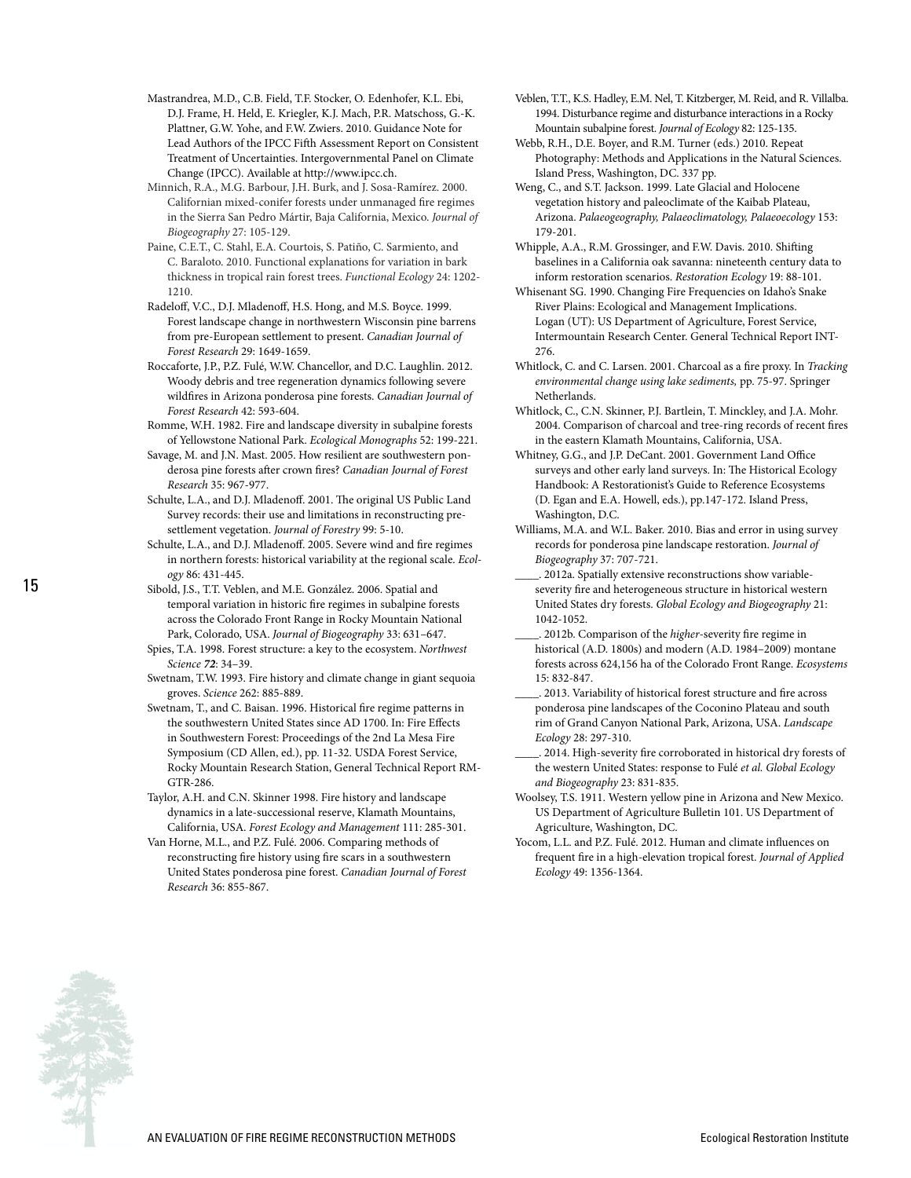Mastrandrea, M.D., C.B. Field, T.F. Stocker, O. Edenhofer, K.L. Ebi, D.J. Frame, H. Held, E. Kriegler, K.J. Mach, P.R. Matschoss, G.-K. Plattner, G.W. Yohe, and F.W. Zwiers. 2010. Guidance Note for Lead Authors of the IPCC Fifth Assessment Report on Consistent Treatment of Uncertainties. Intergovernmental Panel on Climate Change (IPCC). Available at http://www.ipcc.ch.

Minnich, R.A., M.G. Barbour, J.H. Burk, and J. Sosa-Ramírez. 2000. Californian mixed-conifer forests under unmanaged fire regimes in the Sierra San Pedro Mártir, Baja California, Mexico. *Journal of Biogeography* 27: 105-129.

Paine, C.E.T., C. Stahl, E.A. Courtois, S. Patiño, C. Sarmiento, and C. Baraloto. 2010. Functional explanations for variation in bark thickness in tropical rain forest trees. *Functional Ecology* 24: 1202-1210.

Radeloff, V.C., D.J. Mladenoff, H.S. Hong, and M.S. Boyce. 1999. Forest landscape change in northwestern Wisconsin pine barrens from pre-European settlement to present. *Canadian Journal of Forest Research* 29: 1649-1659.

Roccaforte, J.P., P.Z. Fulé, W.W. Chancellor, and D.C. Laughlin. 2012. Woody debris and tree regeneration dynamics following severe wildfires in Arizona ponderosa pine forests. *Canadian Journal of Forest Research* 42: 593-604.

Romme, W.H. 1982. Fire and landscape diversity in subalpine forests of Yellowstone National Park. *Ecological Monographs* 52: 199-221.

Savage, M. and J.N. Mast. 2005. How resilient are southwestern ponderosa pine forests after crown fires? *Canadian Journal of Forest Research* 35: 967-977.

Schulte, L.A., and D.J. Mladenoff. 2001. The original US Public Land Survey records: their use and limitations in reconstructing presettlement vegetation. *Journal of Forestry* 99: 5-10.

Schulte, L.A., and D.J. Mladenoff. 2005. Severe wind and fire regimes in northern forests: historical variability at the regional scale. *Ecology* 86: 431-445.

Sibold, J.S., T.T. Veblen, and M.E. González. 2006. Spatial and temporal variation in historic fire regimes in subalpine forests across the Colorado Front Range in Rocky Mountain National Park, Colorado, USA. *Journal of Biogeography* 33: 631–647.

Spies, T.A. 1998. Forest structure: a key to the ecosystem. *Northwest Science* ***72***: 34–39.

Swetnam, T.W. 1993. Fire history and climate change in giant sequoia groves. *Science* 262: 885-889.

Swetnam, T., and C. Baisan. 1996. Historical fire regime patterns in the southwestern United States since AD 1700. In: Fire Effects in Southwestern Forest: Proceedings of the 2nd La Mesa Fire Symposium (CD Allen, ed.), pp. 11-32. USDA Forest Service, Rocky Mountain Research Station, General Technical Report RM-GTR-286.

Taylor, A.H. and C.N. Skinner 1998. Fire history and landscape dynamics in a late-successional reserve, Klamath Mountains, California, USA. *Forest Ecology and Management* 111: 285-301.

Van Horne, M.L., and P.Z. Fulé. 2006. Comparing methods of reconstructing fire history using fire scars in a southwestern United States ponderosa pine forest. *Canadian Journal of Forest Research* 36: 855-867.

Veblen, T.T., K.S. Hadley, E.M. Nel, T. Kitzberger, M. Reid, and R. Villalba. 1994. Disturbance regime and disturbance interactions in a Rocky Mountain subalpine forest. *Journal of Ecology* 82: 125-135.

Webb, R.H., D.E. Boyer, and R.M. Turner (eds.) 2010. Repeat Photography: Methods and Applications in the Natural Sciences. Island Press, Washington, DC. 337 pp.

Weng, C., and S.T. Jackson. 1999. Late Glacial and Holocene vegetation history and paleoclimate of the Kaibab Plateau, Arizona. *Palaeogeography, Palaeoclimatology, Palaeoecology* 153: 179-201.

Whipple, A.A., R.M. Grossinger, and F.W. Davis. 2010. Shifting baselines in a California oak savanna: nineteenth century data to inform restoration scenarios. *Restoration Ecology* 19: 88-101.

Whisenant SG. 1990. Changing Fire Frequencies on Idaho's Snake River Plains: Ecological and Management Implications. Logan (UT): US Department of Agriculture, Forest Service, Intermountain Research Center. General Technical Report INT-276.

Whitlock, C. and C. Larsen. 2001. Charcoal as a fire proxy. In *Tracking environmental change using lake sediments,* pp. 75-97. Springer Netherlands.

Whitlock, C., C.N. Skinner, P.J. Bartlein, T. Minckley, and J.A. Mohr. 2004. Comparison of charcoal and tree-ring records of recent fires in the eastern Klamath Mountains, California, USA.

Whitney, G.G., and J.P. DeCant. 2001. Government Land Office surveys and other early land surveys. In: The Historical Ecology Handbook: A Restorationist's Guide to Reference Ecosystems (D. Egan and E.A. Howell, eds.), pp.147-172. Island Press, Washington, D.C.

Williams, M.A. and W.L. Baker. 2010. Bias and error in using survey records for ponderosa pine landscape restoration. *Journal of Biogeography* 37: 707-721.

____. 2012a. Spatially extensive reconstructions show variable-severity fire and heterogeneous structure in historical western United States dry forests. *Global Ecology and Biogeography* 21: 1042-1052.

____. 2012b. Comparison of the *higher*-severity fire regime in historical (A.D. 1800s) and modern (A.D. 1984–2009) montane forests across 624,156 ha of the Colorado Front Range. *Ecosystems* 15: 832-847.

____. 2013. Variability of historical forest structure and fire across ponderosa pine landscapes of the Coconino Plateau and south rim of Grand Canyon National Park, Arizona, USA. *Landscape Ecology* 28: 297-310.

____. 2014. High-severity fire corroborated in historical dry forests of the western United States: response to Fulé *et al. Global Ecology and Biogeography* 23: 831-835.

Woolsey, T.S. 1911. Western yellow pine in Arizona and New Mexico. US Department of Agriculture Bulletin 101. US Department of Agriculture, Washington, DC.

Yocom, L.L. and P.Z. Fulé. 2012. Human and climate influences on frequent fire in a high-elevation tropical forest. *Journal of Applied Ecology* 49: 1356-1364.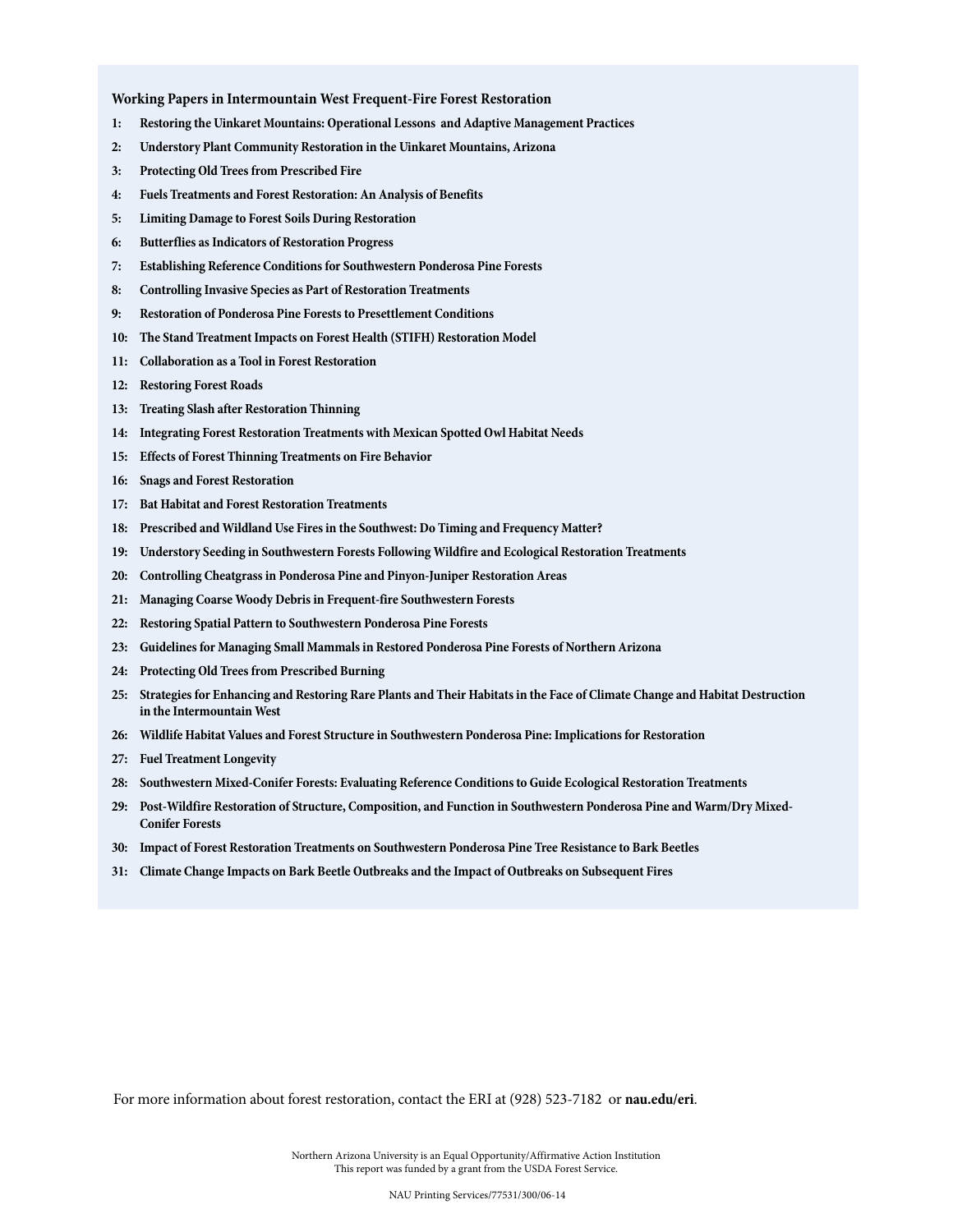**Working Papers in Intermountain West Frequent-Fire Forest Restoration**

1: Restoring the Uinkaret Mountains: Operational Lessons and Adaptive Management Practices

2: Understory Plant Community Restoration in the Uinkaret Mountains, Arizona

3: Protecting Old Trees from Prescribed Fire

4: Fuels Treatments and Forest Restoration: An Analysis of Benefits

5: Limiting Damage to Forest Soils During Restoration

6: Butterflies as Indicators of Restoration Progress

7: Establishing Reference Conditions for Southwestern Ponderosa Pine Forests

8: Controlling Invasive Species as Part of Restoration Treatments

9: Restoration of Ponderosa Pine Forests to Presettlement Conditions

10: The Stand Treatment Impacts on Forest Health (STIFH) Restoration Model

11: Collaboration as a Tool in Forest Restoration

12: Restoring Forest Roads

13: Treating Slash after Restoration Thinning

14: Integrating Forest Restoration Treatments with Mexican Spotted Owl Habitat Needs

15: Effects of Forest Thinning Treatments on Fire Behavior

16: Snags and Forest Restoration

17: Bat Habitat and Forest Restoration Treatments

18: Prescribed and Wildland Use Fires in the Southwest: Do Timing and Frequency Matter?

19: Understory Seeding in Southwestern Forests Following Wildfire and Ecological Restoration Treatments

20: Controlling Cheatgrass in Ponderosa Pine and Pinyon-Juniper Restoration Areas

21: Managing Coarse Woody Debris in Frequent-fire Southwestern Forests

22: Restoring Spatial Pattern to Southwestern Ponderosa Pine Forests

23: Guidelines for Managing Small Mammals in Restored Ponderosa Pine Forests of Northern Arizona

24: Protecting Old Trees from Prescribed Burning

25: Strategies for Enhancing and Restoring Rare Plants and Their Habitats in the Face of Climate Change and Habitat Destruction in the Intermountain West

26: Wildlife Habitat Values and Forest Structure in Southwestern Ponderosa Pine: Implications for Restoration

27: Fuel Treatment Longevity

28: Southwestern Mixed-Conifer Forests: Evaluating Reference Conditions to Guide Ecological Restoration Treatments

29: Post-Wildfire Restoration of Structure, Composition, and Function in Southwestern Ponderosa Pine and Warm/Dry Mixed-Conifer Forests

30: Impact of Forest Restoration Treatments on Southwestern Ponderosa Pine Tree Resistance to Bark Beetles

31: Climate Change Impacts on Bark Beetle Outbreaks and the Impact of Outbreaks on Subsequent Fires

For more information about forest restoration, contact the ERI at (928) 523-7182 or **nau.edu/eri**.

Northern Arizona University is an Equal Opportunity/Affirmative Action Institution
This report was funded by a grant from the USDA Forest Service.

NAU Printing Services/77531/300/06-14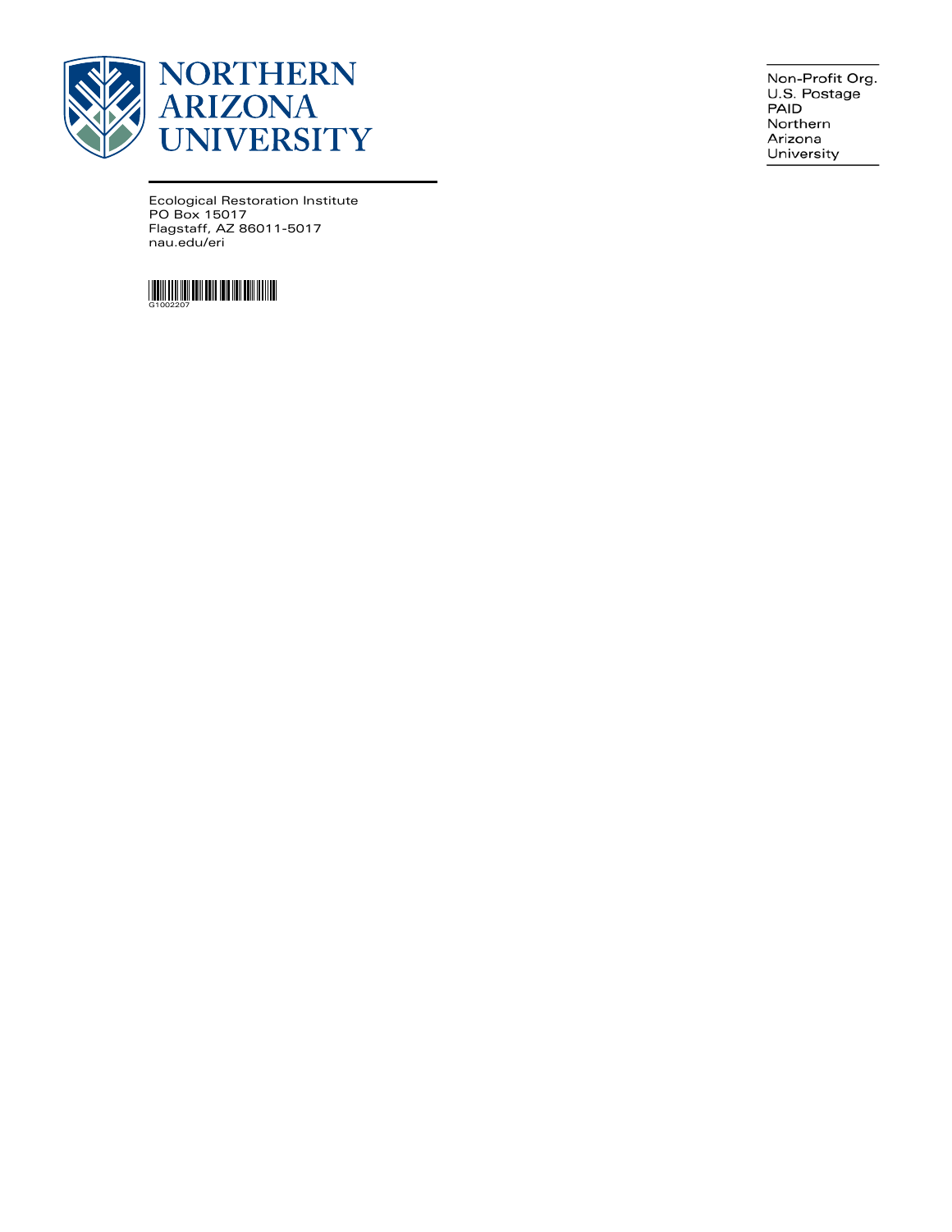NORTHERN ARIZONA UNIVERSITY

Non-Profit Org.
U.S. Postage
PAID
Northern
Arizona
University

Ecological Restoration Institute
PO Box 15017
Flagstaff, AZ 86011-5017
nau.edu/eri

G1002207